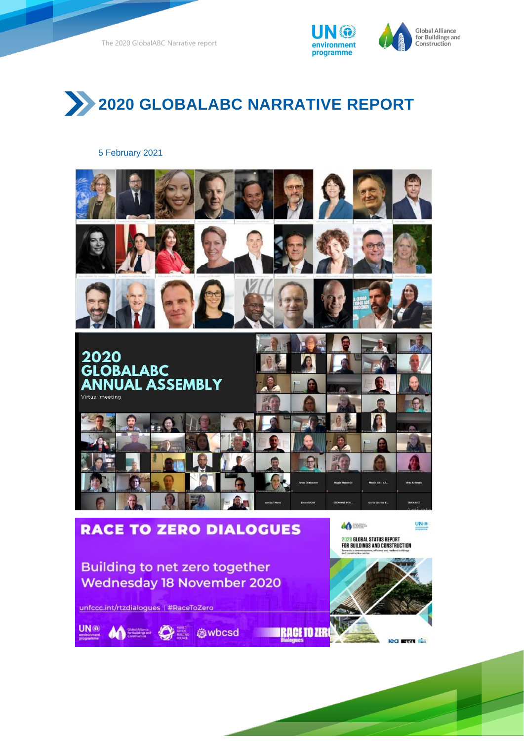# 2020 GLOBALABC NARRATIVE REPORT

5 February 2021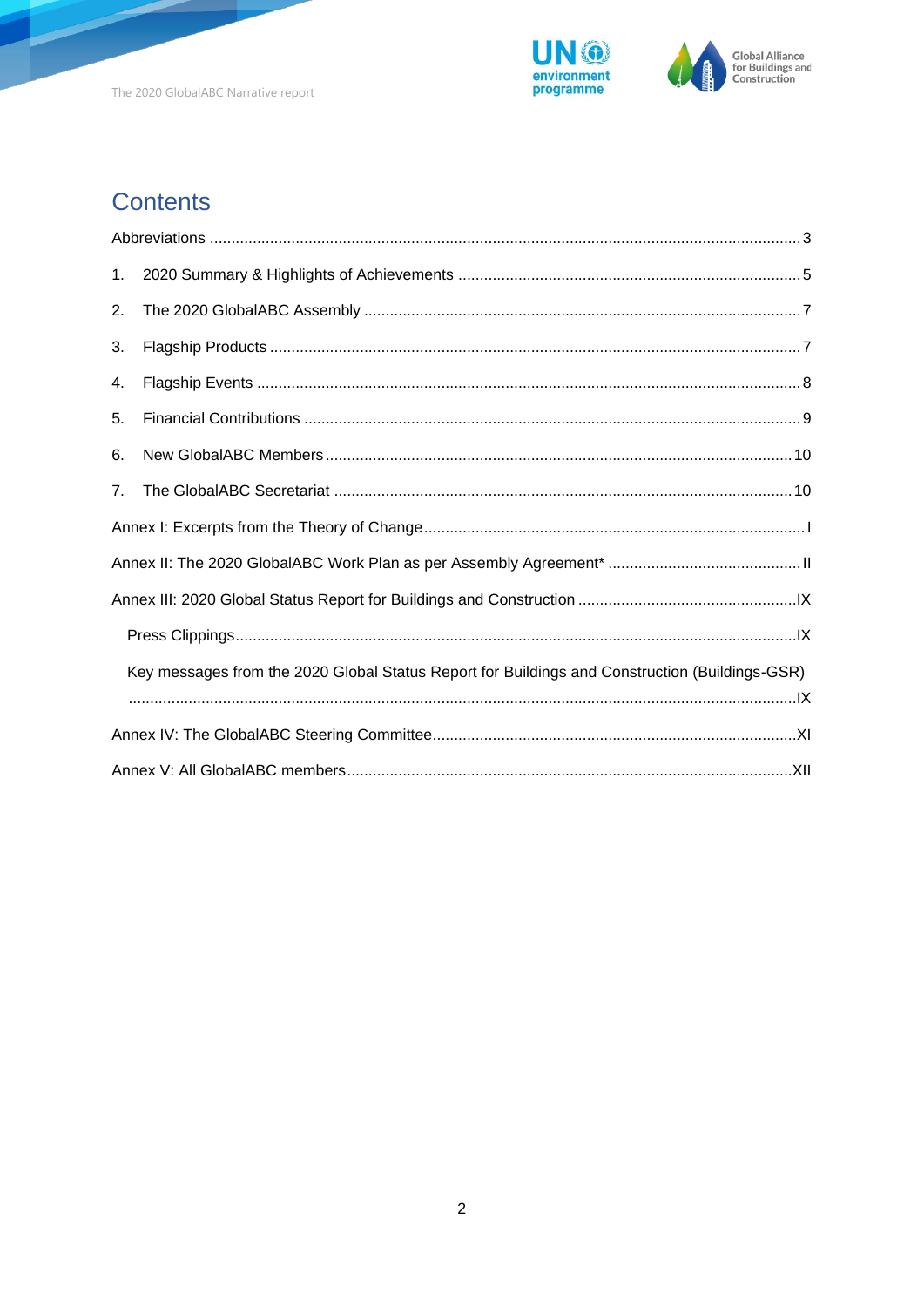# Contents

Abbreviations ..... 3

1. 2020 Summary & Highlights of Achievements ..... 5
2. The 2020 GlobalABC Assembly ..... 7
3. Flagship Products ..... 7
4. Flagship Events ..... 8
5. Financial Contributions ..... 9
6. New GlobalABC Members ..... 10
7. The GlobalABC Secretariat ..... 10

Annex I: Excerpts from the Theory of Change ..... I

Annex II: The 2020 GlobalABC Work Plan as per Assembly Agreement* ..... II

Annex III: 2020 Global Status Report for Buildings and Construction ..... IX

- Press Clippings ..... IX
- Key messages from the 2020 Global Status Report for Buildings and Construction (Buildings-GSR) ..... IX

Annex IV: The GlobalABC Steering Committee ..... XI

Annex V: All GlobalABC members ..... XII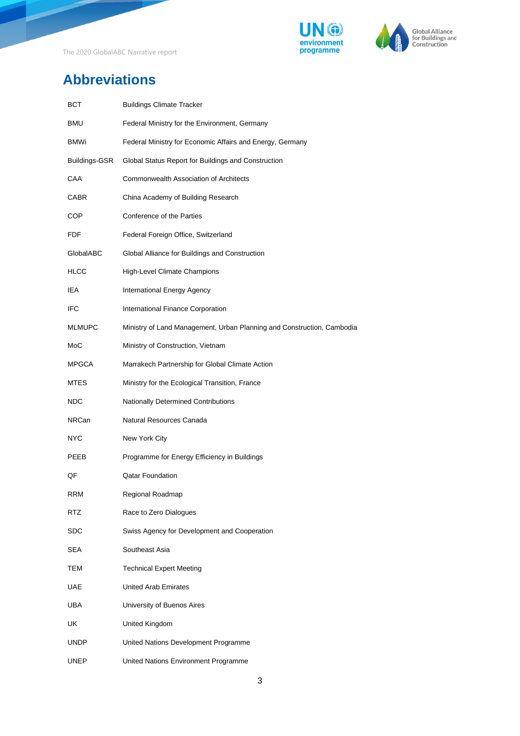# Abbreviations

| | |
|---|---|
| BCT | Buildings Climate Tracker |
| BMU | Federal Ministry for the Environment, Germany |
| BMWi | Federal Ministry for Economic Affairs and Energy, Germany |
| Buildings-GSR | Global Status Report for Buildings and Construction |
| CAA | Commonwealth Association of Architects |
| CABR | China Academy of Building Research |
| COP | Conference of the Parties |
| FDF | Federal Foreign Office, Switzerland |
| GlobalABC | Global Alliance for Buildings and Construction |
| HLCC | High-Level Climate Champions |
| IEA | International Energy Agency |
| IFC | International Finance Corporation |
| MLMUPC | Ministry of Land Management, Urban Planning and Construction, Cambodia |
| MoC | Ministry of Construction, Vietnam |
| MPGCA | Marrakech Partnership for Global Climate Action |
| MTES | Ministry for the Ecological Transition, France |
| NDC | Nationally Determined Contributions |
| NRCan | Natural Resources Canada |
| NYC | New York City |
| PEEB | Programme for Energy Efficiency in Buildings |
| QF | Qatar Foundation |
| RRM | Regional Roadmap |
| RTZ | Race to Zero Dialogues |
| SDC | Swiss Agency for Development and Cooperation |
| SEA | Southeast Asia |
| TEM | Technical Expert Meeting |
| UAE | United Arab Emirates |
| UBA | University of Buenos Aires |
| UK | United Kingdom |
| UNDP | United Nations Development Programme |
| UNEP | United Nations Environment Programme |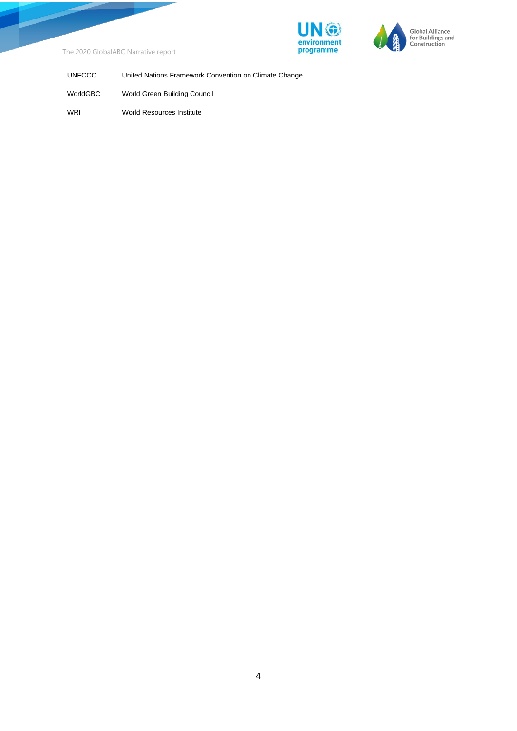| | |
|---|---|
| UNFCCC | United Nations Framework Convention on Climate Change |
| WorldGBC | World Green Building Council |
| WRI | World Resources Institute |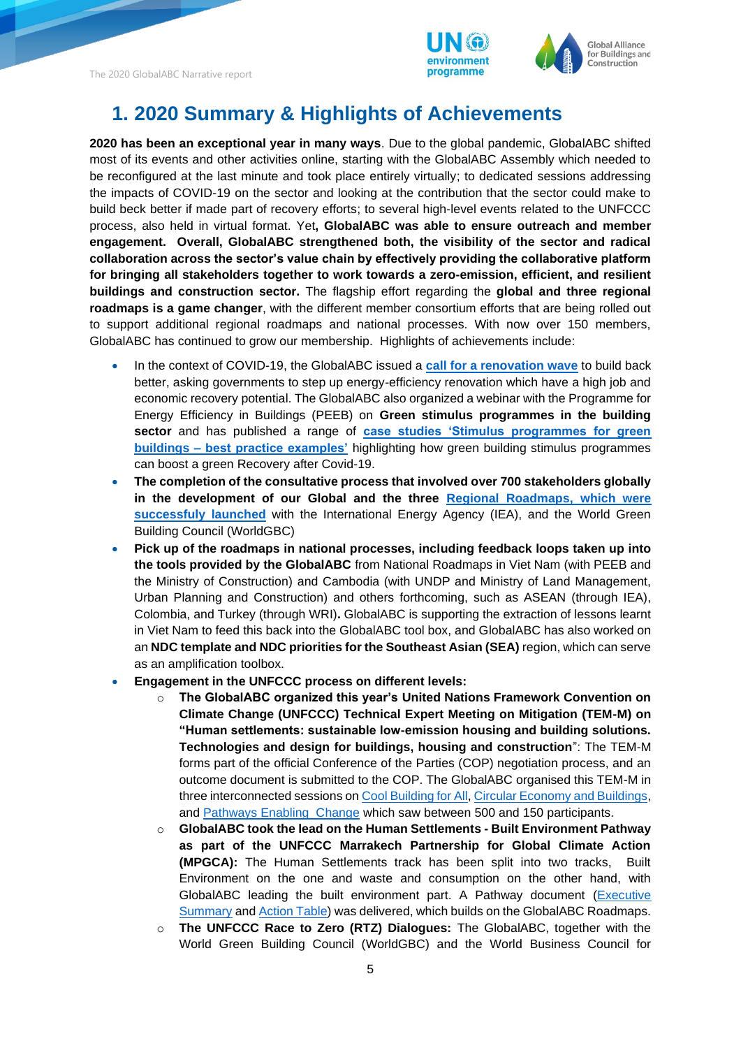# 1. 2020 Summary & Highlights of Achievements

**2020 has been an exceptional year in many ways**. Due to the global pandemic, GlobalABC shifted most of its events and other activities online, starting with the GlobalABC Assembly which needed to be reconfigured at the last minute and took place entirely virtually; to dedicated sessions addressing the impacts of COVID-19 on the sector and looking at the contribution that the sector could make to build beck better if made part of recovery efforts; to several high-level events related to the UNFCCC process, also held in virtual format. Yet**, GlobalABC was able to ensure outreach and member engagement. Overall, GlobalABC strengthened both, the visibility of the sector and radical collaboration across the sector's value chain by effectively providing the collaborative platform for bringing all stakeholders together to work towards a zero-emission, efficient, and resilient buildings and construction sector.** The flagship effort regarding the **global and three regional roadmaps is a game changer**, with the different member consortium efforts that are being rolled out to support additional regional roadmaps and national processes. With now over 150 members, GlobalABC has continued to grow our membership. Highlights of achievements include:

- In the context of COVID-19, the GlobalABC issued a **call for a renovation wave** to build back better, asking governments to step up energy-efficiency renovation which have a high job and economic recovery potential. The GlobalABC also organized a webinar with the Programme for Energy Efficiency in Buildings (PEEB) on **Green stimulus programmes in the building sector** and has published a range of **case studies 'Stimulus programmes for green buildings – best practice examples'** highlighting how green building stimulus programmes can boost a green Recovery after Covid-19.
- **The completion of the consultative process that involved over 700 stakeholders globally in the development of our Global and the three Regional Roadmaps, which were successfuly launched** with the International Energy Agency (IEA), and the World Green Building Council (WorldGBC)
- **Pick up of the roadmaps in national processes, including feedback loops taken up into the tools provided by the GlobalABC** from National Roadmaps in Viet Nam (with PEEB and the Ministry of Construction) and Cambodia (with UNDP and Ministry of Land Management, Urban Planning and Construction) and others forthcoming, such as ASEAN (through IEA), Colombia, and Turkey (through WRI)**.** GlobalABC is supporting the extraction of lessons learnt in Viet Nam to feed this back into the GlobalABC tool box, and GlobalABC has also worked on an **NDC template and NDC priorities for the Southeast Asian (SEA)** region, which can serve as an amplification toolbox.
- **Engagement in the UNFCCC process on different levels:**
  - **The GlobalABC organized this year's United Nations Framework Convention on Climate Change (UNFCCC) Technical Expert Meeting on Mitigation (TEM-M) on "Human settlements: sustainable low-emission housing and building solutions. Technologies and design for buildings, housing and construction**": The TEM-M forms part of the official Conference of the Parties (COP) negotiation process, and an outcome document is submitted to the COP. The GlobalABC organised this TEM-M in three interconnected sessions on Cool Building for All, Circular Economy and Buildings, and Pathways Enabling Change which saw between 500 and 150 participants.
  - **GlobalABC took the lead on the Human Settlements - Built Environment Pathway as part of the UNFCCC Marrakech Partnership for Global Climate Action (MPGCA):** The Human Settlements track has been split into two tracks, Built Environment on the one and waste and consumption on the other hand, with GlobalABC leading the built environment part. A Pathway document (Executive Summary and Action Table) was delivered, which builds on the GlobalABC Roadmaps.
  - **The UNFCCC Race to Zero (RTZ) Dialogues:** The GlobalABC, together with the World Green Building Council (WorldGBC) and the World Business Council for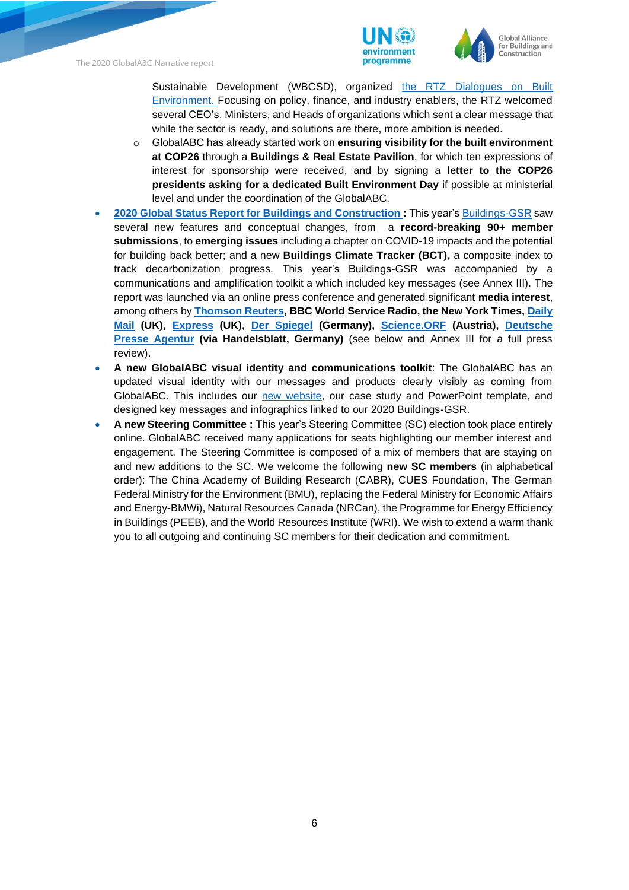Sustainable Development (WBCSD), organized the RTZ Dialogues on Built Environment. Focusing on policy, finance, and industry enablers, the RTZ welcomed several CEO's, Ministers, and Heads of organizations which sent a clear message that while the sector is ready, and solutions are there, more ambition is needed.

  - GlobalABC has already started work on **ensuring visibility for the built environment at COP26** through a **Buildings & Real Estate Pavilion**, for which ten expressions of interest for sponsorship were received, and by signing a **letter to the COP26 presidents asking for a dedicated Built Environment Day** if possible at ministerial level and under the coordination of the GlobalABC.

- **2020 Global Status Report for Buildings and Construction :** This year's Buildings-GSR saw several new features and conceptual changes, from a **record-breaking 90+ member submissions**, to **emerging issues** including a chapter on COVID-19 impacts and the potential for building back better; and a new **Buildings Climate Tracker (BCT),** a composite index to track decarbonization progress. This year's Buildings-GSR was accompanied by a communications and amplification toolkit a which included key messages (see Annex III). The report was launched via an online press conference and generated significant **media interest**, among others by **Thomson Reuters, BBC World Service Radio, the New York Times, Daily Mail (UK), Express (UK), Der Spiegel (Germany), Science.ORF (Austria), Deutsche Presse Agentur (via Handelsblatt, Germany)** (see below and Annex III for a full press review).
- **A new GlobalABC visual identity and communications toolkit**: The GlobalABC has an updated visual identity with our messages and products clearly visibly as coming from GlobalABC. This includes our new website, our case study and PowerPoint template, and designed key messages and infographics linked to our 2020 Buildings-GSR.
- **A new Steering Committee :** This year's Steering Committee (SC) election took place entirely online. GlobalABC received many applications for seats highlighting our member interest and engagement. The Steering Committee is composed of a mix of members that are staying on and new additions to the SC. We welcome the following **new SC members** (in alphabetical order): The China Academy of Building Research (CABR), CUES Foundation, The German Federal Ministry for the Environment (BMU), replacing the Federal Ministry for Economic Affairs and Energy-BMWi), Natural Resources Canada (NRCan), the Programme for Energy Efficiency in Buildings (PEEB), and the World Resources Institute (WRI). We wish to extend a warm thank you to all outgoing and continuing SC members for their dedication and commitment.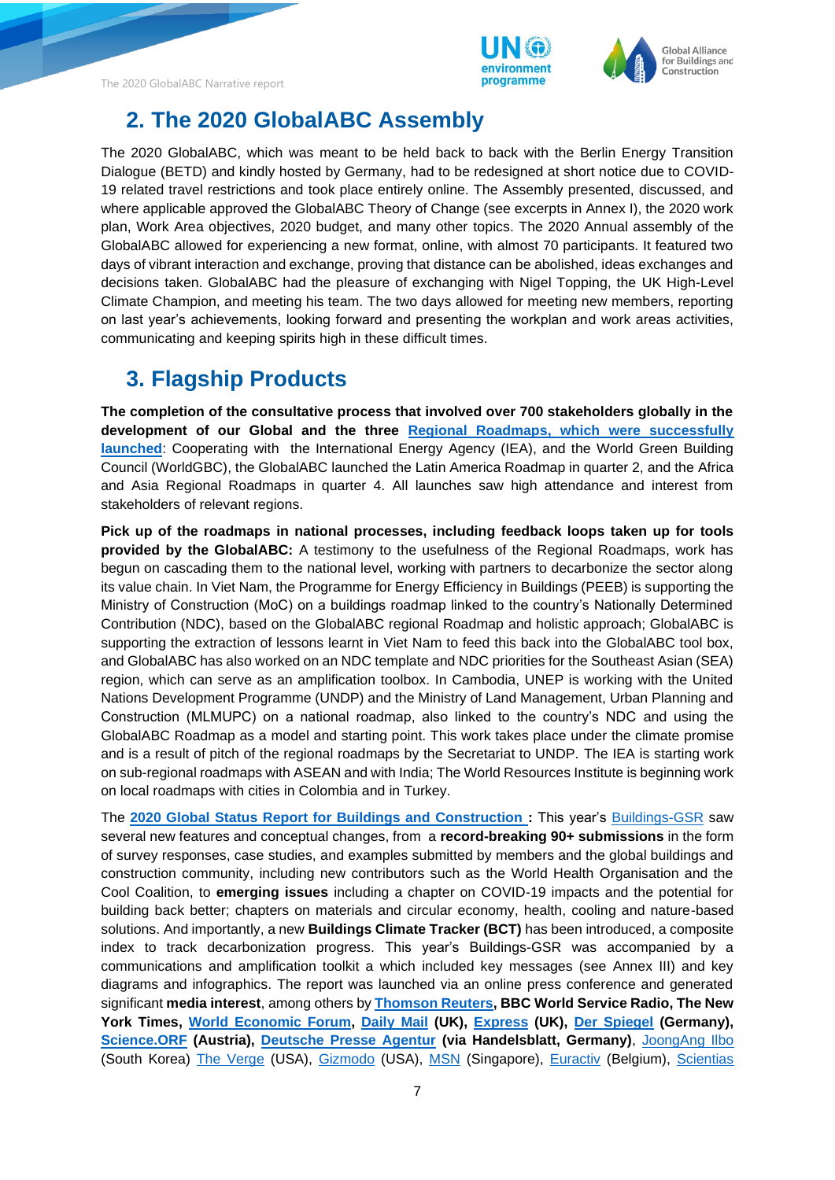## 2. The 2020 GlobalABC Assembly

The 2020 GlobalABC, which was meant to be held back to back with the Berlin Energy Transition Dialogue (BETD) and kindly hosted by Germany, had to be redesigned at short notice due to COVID-19 related travel restrictions and took place entirely online. The Assembly presented, discussed, and where applicable approved the GlobalABC Theory of Change (see excerpts in Annex I), the 2020 work plan, Work Area objectives, 2020 budget, and many other topics. The 2020 Annual assembly of the GlobalABC allowed for experiencing a new format, online, with almost 70 participants. It featured two days of vibrant interaction and exchange, proving that distance can be abolished, ideas exchanges and decisions taken. GlobalABC had the pleasure of exchanging with Nigel Topping, the UK High-Level Climate Champion, and meeting his team. The two days allowed for meeting new members, reporting on last year's achievements, looking forward and presenting the workplan and work areas activities, communicating and keeping spirits high in these difficult times.

## 3. Flagship Products

**The completion of the consultative process that involved over 700 stakeholders globally in the development of our Global and the three Regional Roadmaps, which were successfully launched**: Cooperating with the International Energy Agency (IEA), and the World Green Building Council (WorldGBC), the GlobalABC launched the Latin America Roadmap in quarter 2, and the Africa and Asia Regional Roadmaps in quarter 4. All launches saw high attendance and interest from stakeholders of relevant regions.

**Pick up of the roadmaps in national processes, including feedback loops taken up for tools provided by the GlobalABC:** A testimony to the usefulness of the Regional Roadmaps, work has begun on cascading them to the national level, working with partners to decarbonize the sector along its value chain. In Viet Nam, the Programme for Energy Efficiency in Buildings (PEEB) is supporting the Ministry of Construction (MoC) on a buildings roadmap linked to the country's Nationally Determined Contribution (NDC), based on the GlobalABC regional Roadmap and holistic approach; GlobalABC is supporting the extraction of lessons learnt in Viet Nam to feed this back into the GlobalABC tool box, and GlobalABC has also worked on an NDC template and NDC priorities for the Southeast Asian (SEA) region, which can serve as an amplification toolbox. In Cambodia, UNEP is working with the United Nations Development Programme (UNDP) and the Ministry of Land Management, Urban Planning and Construction (MLMUPC) on a national roadmap, also linked to the country's NDC and using the GlobalABC Roadmap as a model and starting point. This work takes place under the climate promise and is a result of pitch of the regional roadmaps by the Secretariat to UNDP. The IEA is starting work on sub-regional roadmaps with ASEAN and with India; The World Resources Institute is beginning work on local roadmaps with cities in Colombia and in Turkey.

The **2020 Global Status Report for Buildings and Construction :** This year's Buildings-GSR saw several new features and conceptual changes, from a **record-breaking 90+ submissions** in the form of survey responses, case studies, and examples submitted by members and the global buildings and construction community, including new contributors such as the World Health Organisation and the Cool Coalition, to **emerging issues** including a chapter on COVID-19 impacts and the potential for building back better; chapters on materials and circular economy, health, cooling and nature-based solutions. And importantly, a new **Buildings Climate Tracker (BCT)** has been introduced, a composite index to track decarbonization progress. This year's Buildings-GSR was accompanied by a communications and amplification toolkit a which included key messages (see Annex III) and key diagrams and infographics. The report was launched via an online press conference and generated significant **media interest**, among others by **Thomson Reuters, BBC World Service Radio, The New York Times, World Economic Forum, Daily Mail (UK), Express (UK), Der Spiegel (Germany), Science.ORF (Austria), Deutsche Presse Agentur (via Handelsblatt, Germany)**, JoongAng Ilbo (South Korea) The Verge (USA), Gizmodo (USA), MSN (Singapore), Euractiv (Belgium), Scientias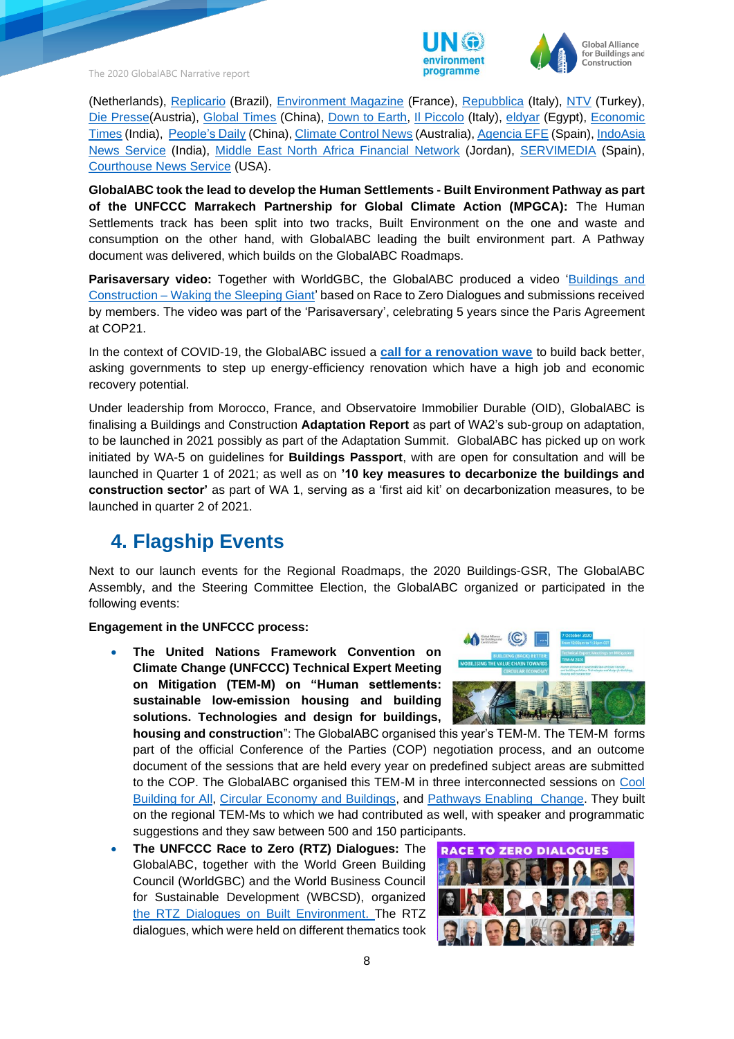(Netherlands), Replicario (Brazil), Environment Magazine (France), Repubblica (Italy), NTV (Turkey), Die Presse(Austria), Global Times (China), Down to Earth, Il Piccolo (Italy), eldyar (Egypt), Economic Times (India), People's Daily (China), Climate Control News (Australia), Agencia EFE (Spain), IndoAsia News Service (India), Middle East North Africa Financial Network (Jordan), SERVIMEDIA (Spain), Courthouse News Service (USA).

**GlobalABC took the lead to develop the Human Settlements - Built Environment Pathway as part of the UNFCCC Marrakech Partnership for Global Climate Action (MPGCA):** The Human Settlements track has been split into two tracks, Built Environment on the one and waste and consumption on the other hand, with GlobalABC leading the built environment part. A Pathway document was delivered, which builds on the GlobalABC Roadmaps.

**Parisaversary video:** Together with WorldGBC, the GlobalABC produced a video 'Buildings and Construction – Waking the Sleeping Giant' based on Race to Zero Dialogues and submissions received by members. The video was part of the 'Parisaversary', celebrating 5 years since the Paris Agreement at COP21.

In the context of COVID-19, the GlobalABC issued a **call for a renovation wave** to build back better, asking governments to step up energy-efficiency renovation which have a high job and economic recovery potential.

Under leadership from Morocco, France, and Observatoire Immobilier Durable (OID), GlobalABC is finalising a Buildings and Construction **Adaptation Report** as part of WA2's sub-group on adaptation, to be launched in 2021 possibly as part of the Adaptation Summit. GlobalABC has picked up on work initiated by WA-5 on guidelines for **Buildings Passport**, with are open for consultation and will be launched in Quarter 1 of 2021; as well as on **'10 key measures to decarbonize the buildings and construction sector'** as part of WA 1, serving as a 'first aid kit' on decarbonization measures, to be launched in quarter 2 of 2021.

## 4. Flagship Events

Next to our launch events for the Regional Roadmaps, the 2020 Buildings-GSR, The GlobalABC Assembly, and the Steering Committee Election, the GlobalABC organized or participated in the following events:

**Engagement in the UNFCCC process:**

- **The United Nations Framework Convention on Climate Change (UNFCCC) Technical Expert Meeting on Mitigation (TEM-M) on "Human settlements: sustainable low-emission housing and building solutions. Technologies and design for buildings, housing and construction"**: The GlobalABC organised this year's TEM-M. The TEM-M forms part of the official Conference of the Parties (COP) negotiation process, and an outcome document of the sessions that are held every year on predefined subject areas are submitted to the COP. The GlobalABC organised this TEM-M in three interconnected sessions on Cool Building for All, Circular Economy and Buildings, and Pathways Enabling Change. They built on the regional TEM-Ms to which we had contributed as well, with speaker and programmatic suggestions and they saw between 500 and 150 participants.
- **The UNFCCC Race to Zero (RTZ) Dialogues:** The GlobalABC, together with the World Green Building Council (WorldGBC) and the World Business Council for Sustainable Development (WBCSD), organized the RTZ Dialogues on Built Environment. The RTZ dialogues, which were held on different thematics took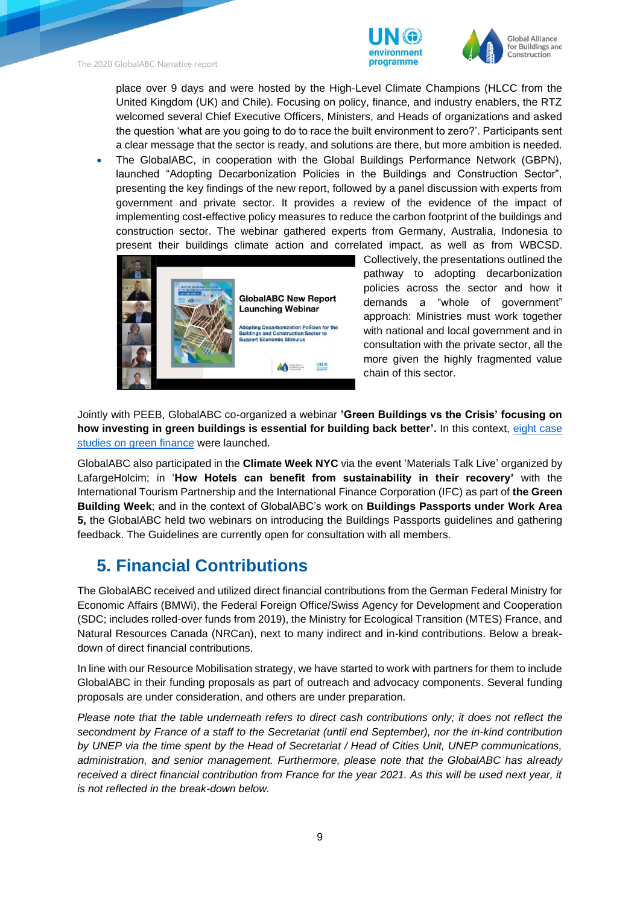place over 9 days and were hosted by the High-Level Climate Champions (HLCC from the United Kingdom (UK) and Chile). Focusing on policy, finance, and industry enablers, the RTZ welcomed several Chief Executive Officers, Ministers, and Heads of organizations and asked the question 'what are you going to do to race the built environment to zero?'. Participants sent a clear message that the sector is ready, and solutions are there, but more ambition is needed.

- The GlobalABC, in cooperation with the Global Buildings Performance Network (GBPN), launched "Adopting Decarbonization Policies in the Buildings and Construction Sector", presenting the key findings of the new report, followed by a panel discussion with experts from government and private sector. It provides a review of the evidence of the impact of implementing cost-effective policy measures to reduce the carbon footprint of the buildings and construction sector. The webinar gathered experts from Germany, Australia, Indonesia to present their buildings climate action and correlated impact, as well as from WBCSD. Collectively, the presentations outlined the pathway to adopting decarbonization policies across the sector and how it demands a "whole of government" approach: Ministries must work together with national and local government and in consultation with the private sector, all the more given the highly fragmented value chain of this sector.

Jointly with PEEB, GlobalABC co-organized a webinar **'Green Buildings vs the Crisis' focusing on how investing in green buildings is essential for building back better'.** In this context, eight case studies on green finance were launched.

GlobalABC also participated in the **Climate Week NYC** via the event 'Materials Talk Live' organized by LafargeHolcim; in '**How Hotels can benefit from sustainability in their recovery'** with the International Tourism Partnership and the International Finance Corporation (IFC) as part of **the Green Building Week**; and in the context of GlobalABC's work on **Buildings Passports under Work Area 5,** the GlobalABC held two webinars on introducing the Buildings Passports guidelines and gathering feedback. The Guidelines are currently open for consultation with all members.

# 5. Financial Contributions

The GlobalABC received and utilized direct financial contributions from the German Federal Ministry for Economic Affairs (BMWi), the Federal Foreign Office/Swiss Agency for Development and Cooperation (SDC; includes rolled-over funds from 2019), the Ministry for Ecological Transition (MTES) France, and Natural Resources Canada (NRCan), next to many indirect and in-kind contributions. Below a break-down of direct financial contributions.

In line with our Resource Mobilisation strategy, we have started to work with partners for them to include GlobalABC in their funding proposals as part of outreach and advocacy components. Several funding proposals are under consideration, and others are under preparation.

*Please note that the table underneath refers to direct cash contributions only; it does not reflect the secondment by France of a staff to the Secretariat (until end September), nor the in-kind contribution by UNEP via the time spent by the Head of Secretariat / Head of Cities Unit, UNEP communications, administration, and senior management. Furthermore, please note that the GlobalABC has already received a direct financial contribution from France for the year 2021. As this will be used next year, it is not reflected in the break-down below.*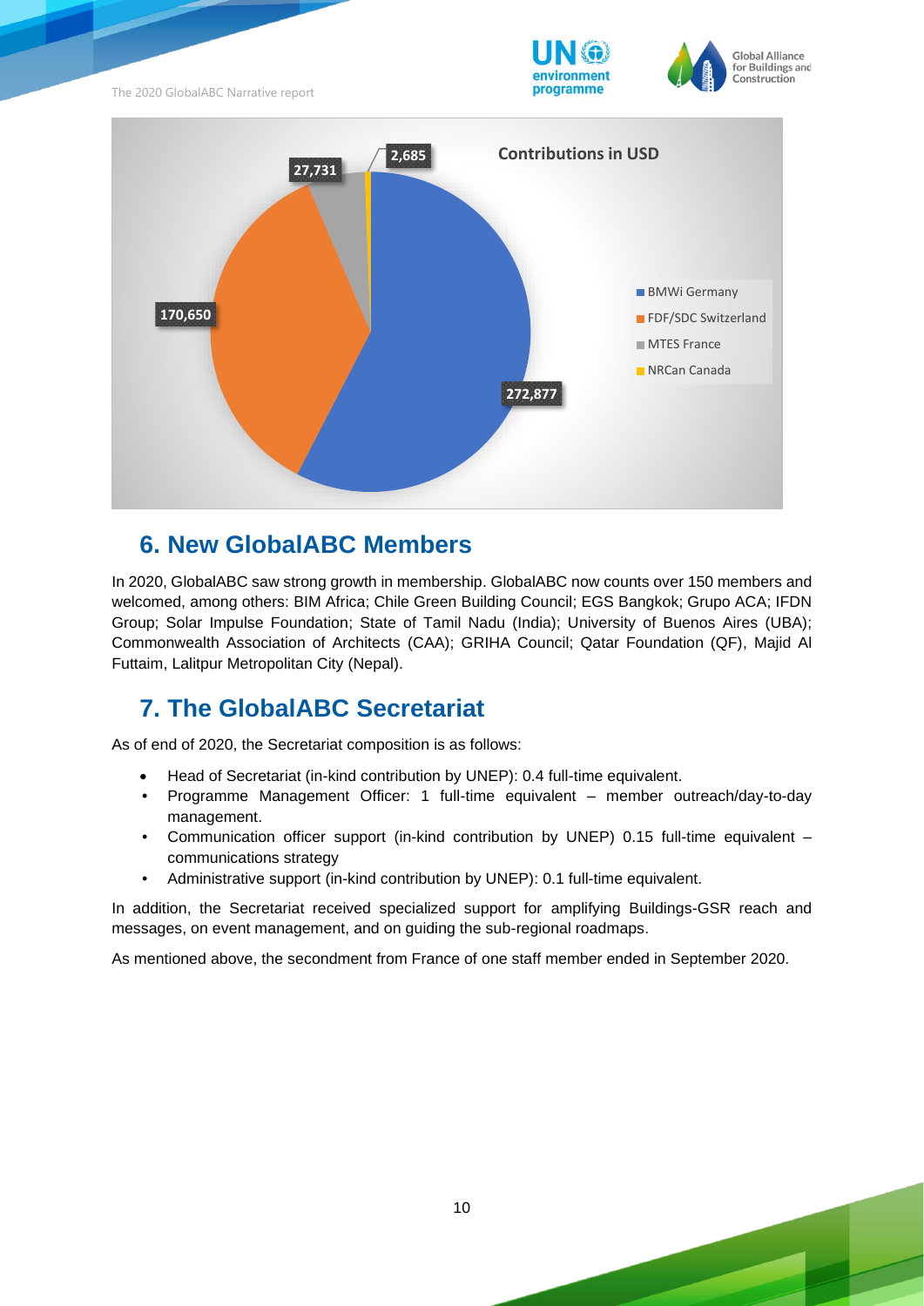Contributions in USD

2,685

27,731

170,650

272,877

BMWi Germany

FDF/SDC Switzerland

MTES France

NRCan Canada

## 6. New GlobalABC Members

In 2020, GlobalABC saw strong growth in membership. GlobalABC now counts over 150 members and welcomed, among others: BIM Africa; Chile Green Building Council; EGS Bangkok; Grupo ACA; IFDN Group; Solar Impulse Foundation; State of Tamil Nadu (India); University of Buenos Aires (UBA); Commonwealth Association of Architects (CAA); GRIHA Council; Qatar Foundation (QF), Majid Al Futtaim, Lalitpur Metropolitan City (Nepal).

## 7. The GlobalABC Secretariat

As of end of 2020, the Secretariat composition is as follows:

- Head of Secretariat (in-kind contribution by UNEP): 0.4 full-time equivalent.
- Programme Management Officer: 1 full-time equivalent – member outreach/day-to-day management.
- Communication officer support (in-kind contribution by UNEP) 0.15 full-time equivalent – communications strategy
- Administrative support (in-kind contribution by UNEP): 0.1 full-time equivalent.

In addition, the Secretariat received specialized support for amplifying Buildings-GSR reach and messages, on event management, and on guiding the sub-regional roadmaps.

As mentioned above, the secondment from France of one staff member ended in September 2020.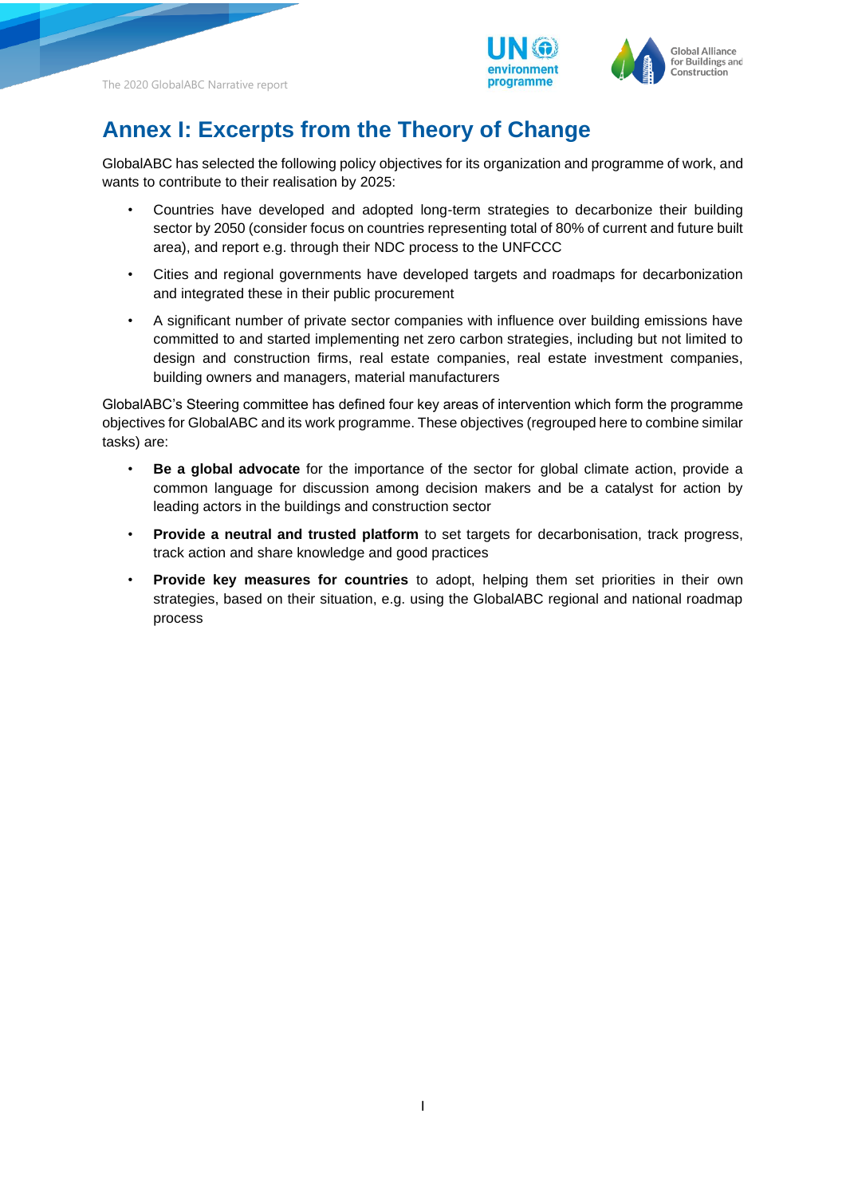# Annex I: Excerpts from the Theory of Change

GlobalABC has selected the following policy objectives for its organization and programme of work, and wants to contribute to their realisation by 2025:

- Countries have developed and adopted long-term strategies to decarbonize their building sector by 2050 (consider focus on countries representing total of 80% of current and future built area), and report e.g. through their NDC process to the UNFCCC
- Cities and regional governments have developed targets and roadmaps for decarbonization and integrated these in their public procurement
- A significant number of private sector companies with influence over building emissions have committed to and started implementing net zero carbon strategies, including but not limited to design and construction firms, real estate companies, real estate investment companies, building owners and managers, material manufacturers

GlobalABC's Steering committee has defined four key areas of intervention which form the programme objectives for GlobalABC and its work programme. These objectives (regrouped here to combine similar tasks) are:

- **Be a global advocate** for the importance of the sector for global climate action, provide a common language for discussion among decision makers and be a catalyst for action by leading actors in the buildings and construction sector
- **Provide a neutral and trusted platform** to set targets for decarbonisation, track progress, track action and share knowledge and good practices
- **Provide key measures for countries** to adopt, helping them set priorities in their own strategies, based on their situation, e.g. using the GlobalABC regional and national roadmap process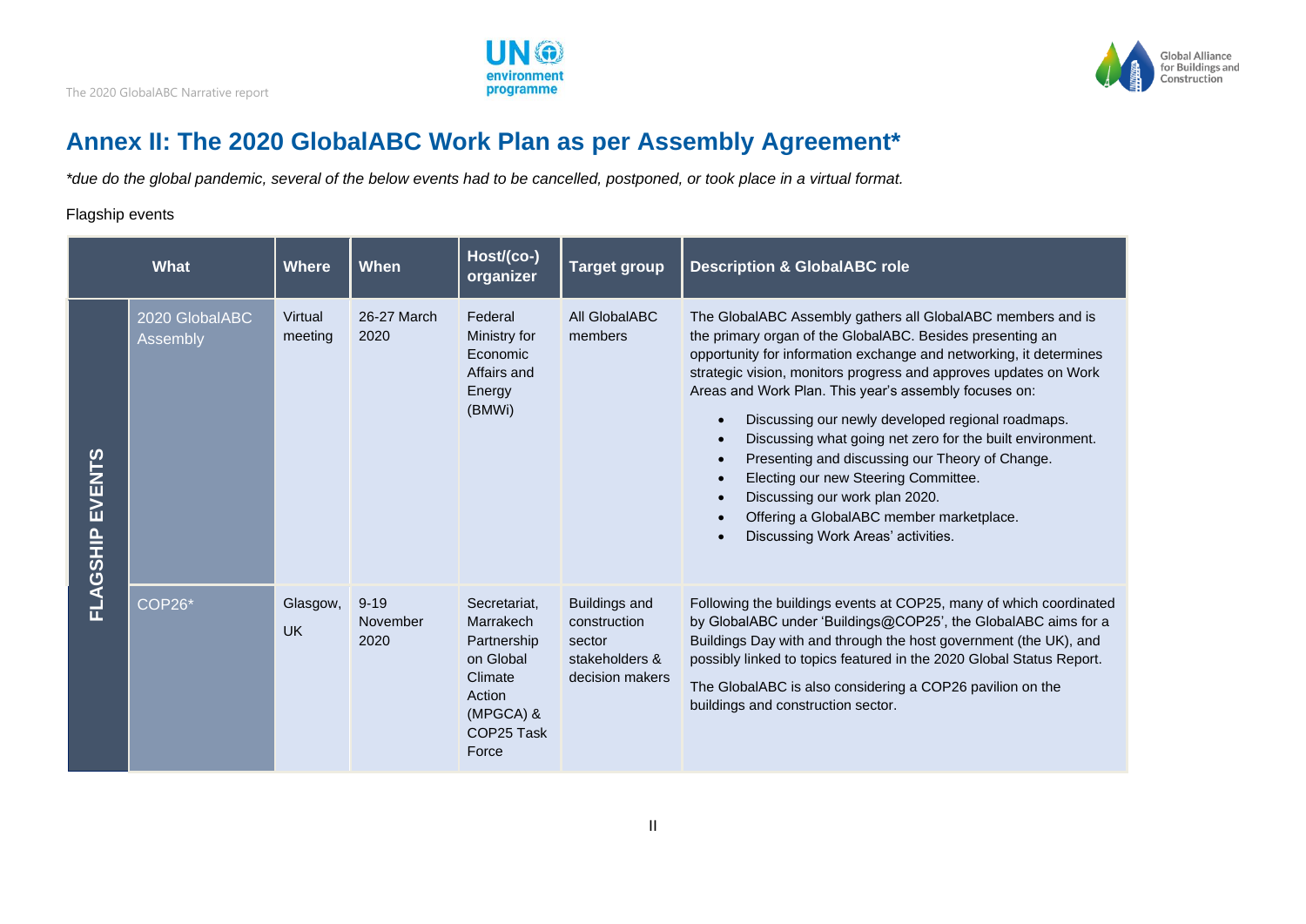# Annex II: The 2020 GlobalABC Work Plan as per Assembly Agreement*

*\*due do the global pandemic, several of the below events had to be cancelled, postponed, or took place in a virtual format.*

Flagship events

| | What | Where | When | Host/(co-) organizer | Target group | Description & GlobalABC role |
|---|---|---|---|---|---|---|
| FLAGSHIP EVENTS | 2020 GlobalABC Assembly | Virtual meeting | 26-27 March 2020 | Federal Ministry for Economic Affairs and Energy (BMWi) | All GlobalABC members | The GlobalABC Assembly gathers all GlobalABC members and is the primary organ of the GlobalABC. Besides presenting an opportunity for information exchange and networking, it determines strategic vision, monitors progress and approves updates on Work Areas and Work Plan. This year's assembly focuses on: • Discussing our newly developed regional roadmaps. • Discussing what going net zero for the built environment. • Presenting and discussing our Theory of Change. • Electing our new Steering Committee. • Discussing our work plan 2020. • Offering a GlobalABC member marketplace. • Discussing Work Areas' activities. |
| | COP26* | Glasgow, UK | 9-19 November 2020 | Secretariat, Marrakech Partnership on Global Climate Action (MPGCA) & COP25 Task Force | Buildings and construction sector stakeholders & decision makers | Following the buildings events at COP25, many of which coordinated by GlobalABC under 'Buildings@COP25', the GlobalABC aims for a Buildings Day with and through the host government (the UK), and possibly linked to topics featured in the 2020 Global Status Report. The GlobalABC is also considering a COP26 pavilion on the buildings and construction sector. |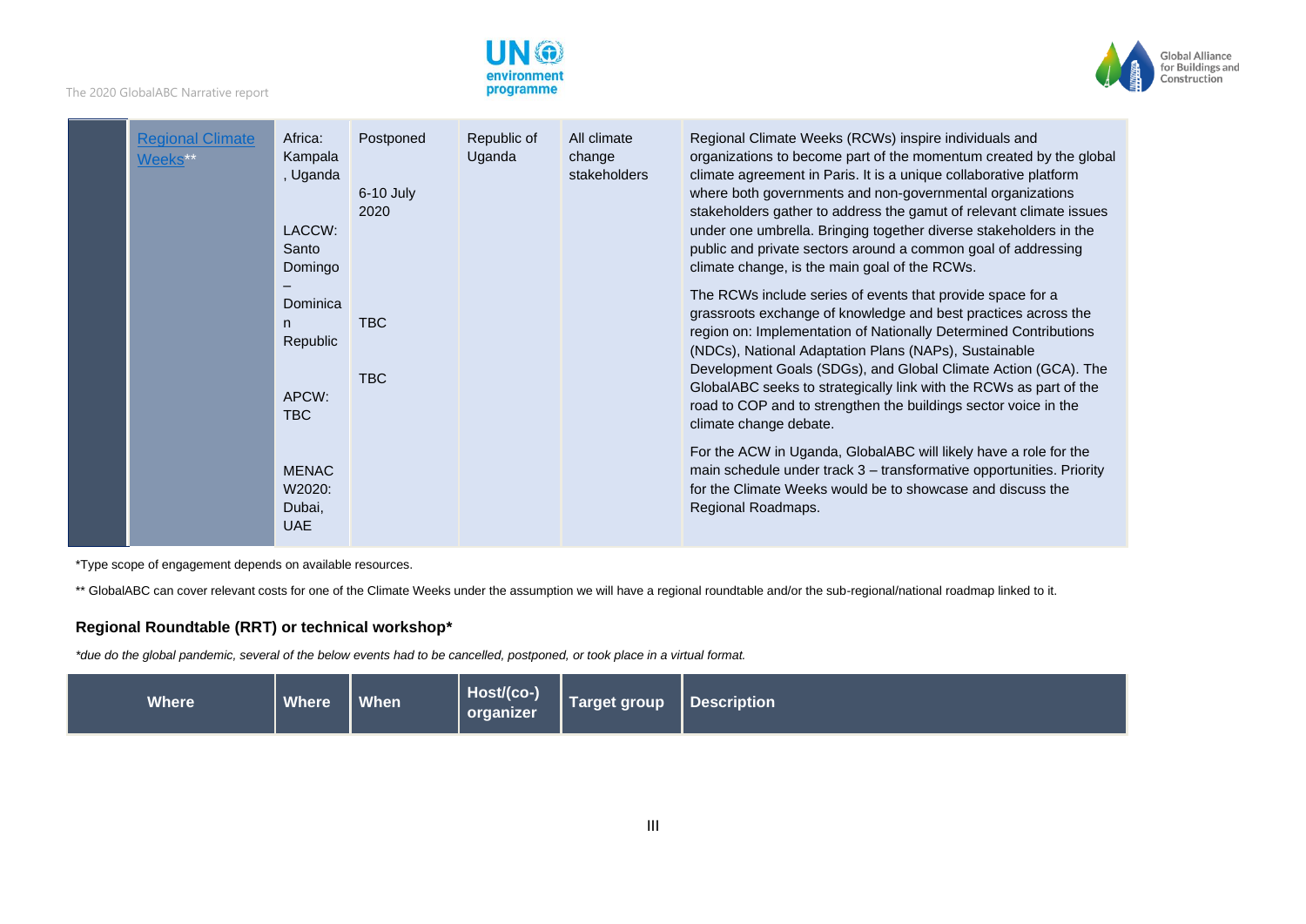| | | | | | | |
|---|---|---|---|---|---|---|
| | Regional Climate Weeks** | Africa: Kampala, Uganda<br><br>LACCW: Santo Domingo – Dominican Republic<br><br>APCW: TBC<br><br>MENACW2020: Dubai, UAE | Postponed<br><br>6-10 July 2020<br><br>TBC<br><br>TBC | Republic of Uganda | All climate change stakeholders | Regional Climate Weeks (RCWs) inspire individuals and organizations to become part of the momentum created by the global climate agreement in Paris. It is a unique collaborative platform where both governments and non-governmental organizations stakeholders gather to address the gamut of relevant climate issues under one umbrella. Bringing together diverse stakeholders in the public and private sectors around a common goal of addressing climate change, is the main goal of the RCWs.<br><br>The RCWs include series of events that provide space for a grassroots exchange of knowledge and best practices across the region on: Implementation of Nationally Determined Contributions (NDCs), National Adaptation Plans (NAPs), Sustainable Development Goals (SDGs), and Global Climate Action (GCA). The GlobalABC seeks to strategically link with the RCWs as part of the road to COP and to strengthen the buildings sector voice in the climate change debate.<br><br>For the ACW in Uganda, GlobalABC will likely have a role for the main schedule under track 3 – transformative opportunities. Priority for the Climate Weeks would be to showcase and discuss the Regional Roadmaps. |

*Type scope of engagement depends on available resources.

** GlobalABC can cover relevant costs for one of the Climate Weeks under the assumption we will have a regional roundtable and/or the sub-regional/national roadmap linked to it.

### Regional Roundtable (RRT) or technical workshop*

*due do the global pandemic, several of the below events had to be cancelled, postponed, or took place in a virtual format.*

| Where | Where | When | Host/(co-) organizer | Target group | Description |
|---|---|---|---|---|---|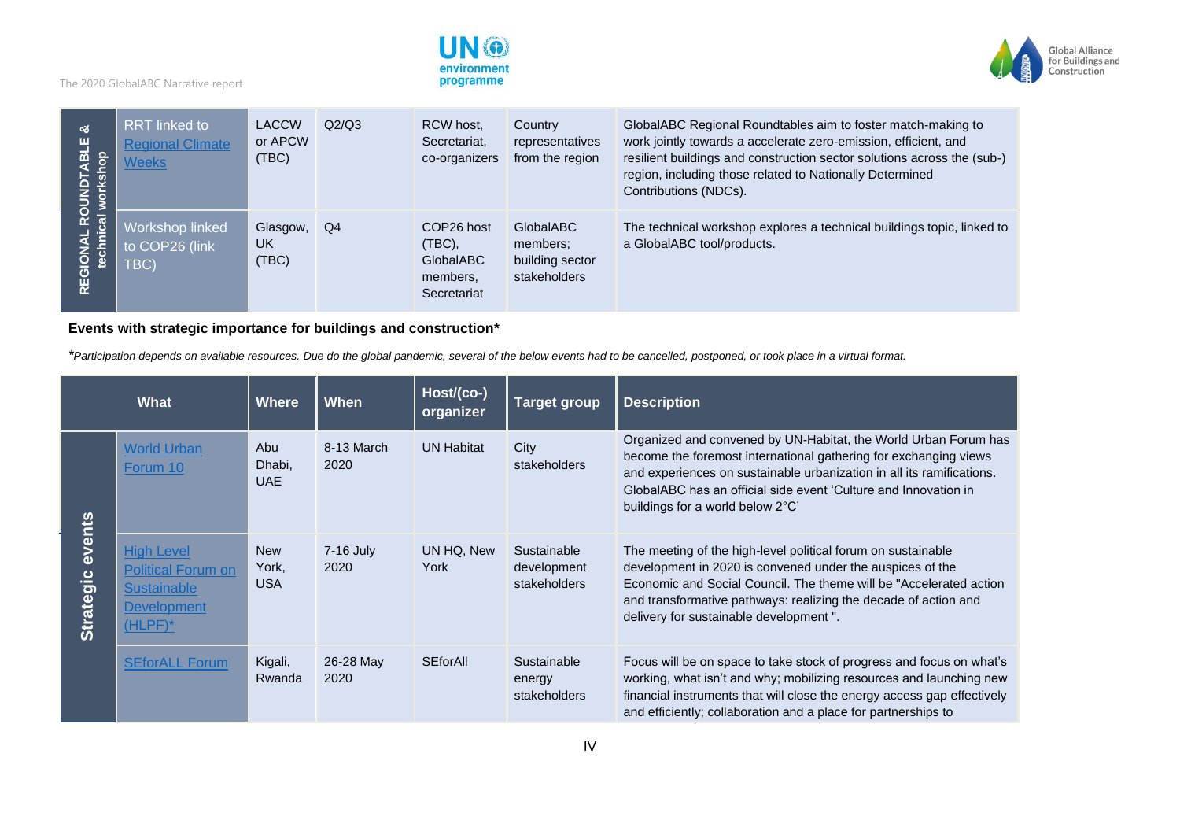| | | | | | | |
|---|---|---|---|---|---|---|
| REGIONAL ROUNDTABLE & technical workshop | RRT linked to Regional Climate Weeks | LACCW or APCW (TBC) | Q2/Q3 | RCW host, Secretariat, co-organizers | Country representatives from the region | GlobalABC Regional Roundtables aim to foster match-making to work jointly towards a accelerate zero-emission, efficient, and resilient buildings and construction sector solutions across the (sub-) region, including those related to Nationally Determined Contributions (NDCs). |
| | Workshop linked to COP26 (link TBC) | Glasgow, UK (TBC) | Q4 | COP26 host (TBC), GlobalABC members, Secretariat | GlobalABC members; building sector stakeholders | The technical workshop explores a technical buildings topic, linked to a GlobalABC tool/products. |

**Events with strategic importance for buildings and construction***

**Participation depends on available resources. Due do the global pandemic, several of the below events had to be cancelled, postponed, or took place in a virtual format.*

| What | | Where | When | Host/(co-) organizer | Target group | Description |
|---|---|---|---|---|---|---|
| Strategic events | World Urban Forum 10 | Abu Dhabi, UAE | 8-13 March 2020 | UN Habitat | City stakeholders | Organized and convened by UN-Habitat, the World Urban Forum has become the foremost international gathering for exchanging views and experiences on sustainable urbanization in all its ramifications. GlobalABC has an official side event 'Culture and Innovation in buildings for a world below 2°C' |
| | High Level Political Forum on Sustainable Development (HLPF)* | New York, USA | 7-16 July 2020 | UN HQ, New York | Sustainable development stakeholders | The meeting of the high-level political forum on sustainable development in 2020 is convened under the auspices of the Economic and Social Council. The theme will be "Accelerated action and transformative pathways: realizing the decade of action and delivery for sustainable development ". |
| | SEforALL Forum | Kigali, Rwanda | 26-28 May 2020 | SEforAll | Sustainable energy stakeholders | Focus will be on space to take stock of progress and focus on what's working, what isn't and why; mobilizing resources and launching new financial instruments that will close the energy access gap effectively and efficiently; collaboration and a place for partnerships to |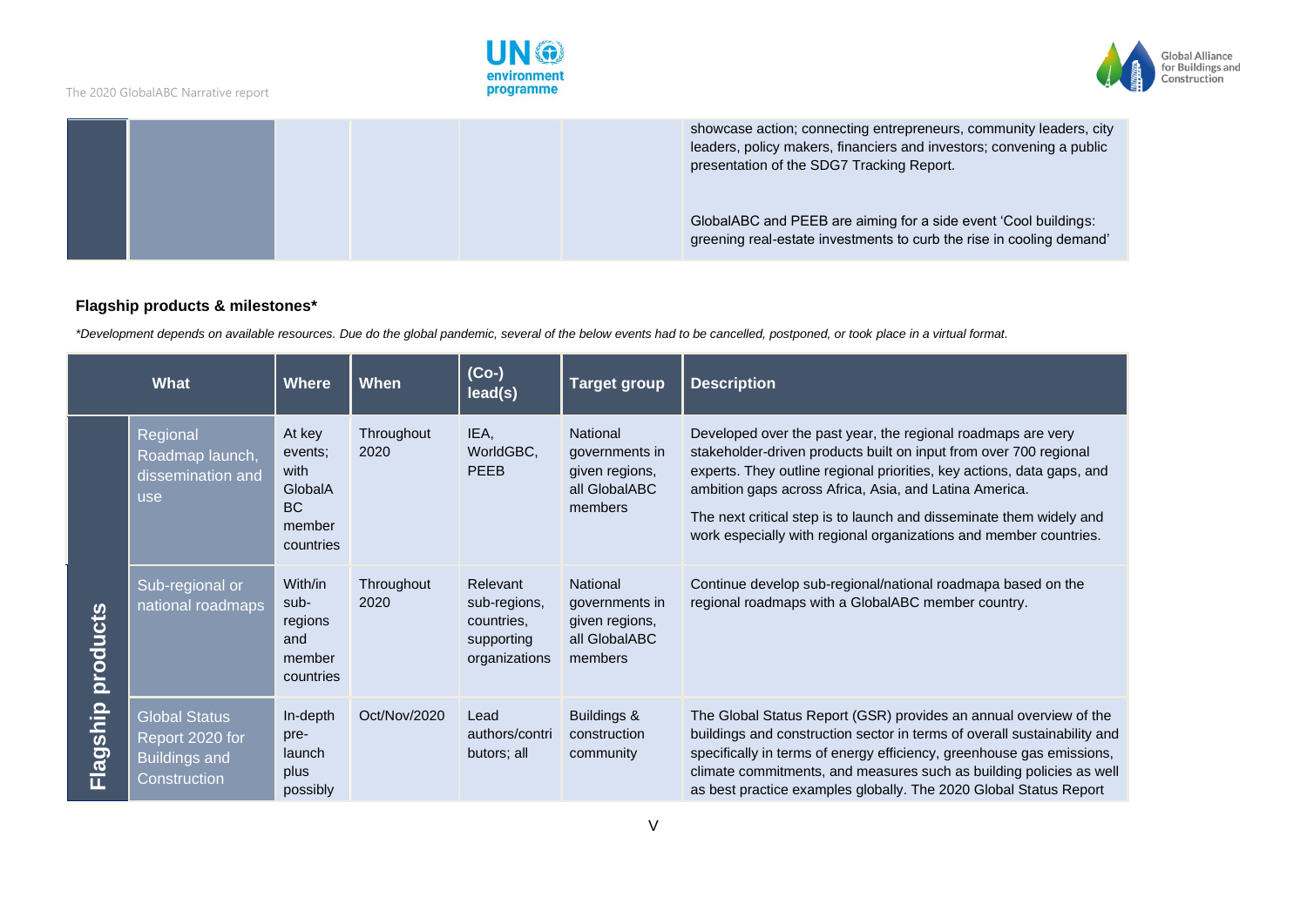| | | | | | | |
|---|---|---|---|---|---|---|
| | | | | | | showcase action; connecting entrepreneurs, community leaders, city leaders, policy makers, financiers and investors; convening a public presentation of the SDG7 Tracking Report.<br><br>GlobalABC and PEEB are aiming for a side event 'Cool buildings: greening real-estate investments to curb the rise in cooling demand' |

**Flagship products & milestones***

*\*Development depends on available resources. Due do the global pandemic, several of the below events had to be cancelled, postponed, or took place in a virtual format.*

| What | | Where | When | (Co-) lead(s) | Target group | Description |
|---|---|---|---|---|---|---|
| Flagship products | Regional Roadmap launch, dissemination and use | At key events; with GlobalABC member countries | Throughout 2020 | IEA, WorldGBC, PEEB | National governments in given regions, all GlobalABC members | Developed over the past year, the regional roadmaps are very stakeholder-driven products built on input from over 700 regional experts. They outline regional priorities, key actions, data gaps, and ambition gaps across Africa, Asia, and Latina America.<br>The next critical step is to launch and disseminate them widely and work especially with regional organizations and member countries. |
| | Sub-regional or national roadmaps | With/in sub-regions and member countries | Throughout 2020 | Relevant sub-regions, countries, supporting organizations | National governments in given regions, all GlobalABC members | Continue develop sub-regional/national roadmapa based on the regional roadmaps with a GlobalABC member country. |
| | Global Status Report 2020 for Buildings and Construction | In-depth pre-launch plus possibly | Oct/Nov/2020 | Lead authors/contributors; all | Buildings & construction community | The Global Status Report (GSR) provides an annual overview of the buildings and construction sector in terms of overall sustainability and specifically in terms of energy efficiency, greenhouse gas emissions, climate commitments, and measures such as building policies as well as best practice examples globally. The 2020 Global Status Report |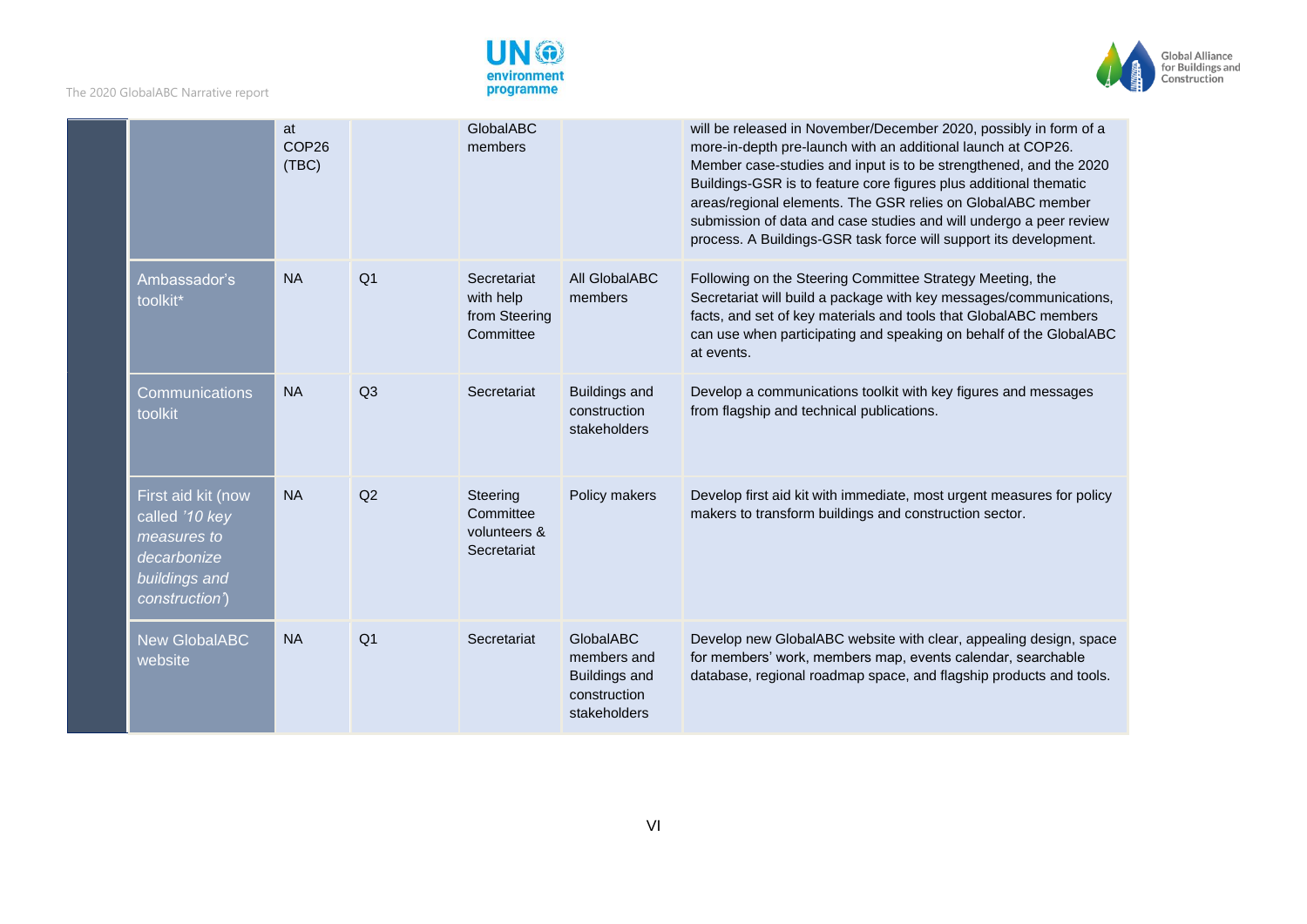| | | | | | | |
|---|---|---|---|---|---|---|
| | | at COP26 (TBC) | | GlobalABC members | | will be released in November/December 2020, possibly in form of a more-in-depth pre-launch with an additional launch at COP26. Member case-studies and input is to be strengthened, and the 2020 Buildings-GSR is to feature core figures plus additional thematic areas/regional elements. The GSR relies on GlobalABC member submission of data and case studies and will undergo a peer review process. A Buildings-GSR task force will support its development. |
| | Ambassador's toolkit* | NA | Q1 | Secretariat with help from Steering Committee | All GlobalABC members | Following on the Steering Committee Strategy Meeting, the Secretariat will build a package with key messages/communications, facts, and set of key materials and tools that GlobalABC members can use when participating and speaking on behalf of the GlobalABC at events. |
| | Communications toolkit | NA | Q3 | Secretariat | Buildings and construction stakeholders | Develop a communications toolkit with key figures and messages from flagship and technical publications. |
| | First aid kit (now called *'10 key measures to decarbonize buildings and construction'*) | NA | Q2 | Steering Committee volunteers & Secretariat | Policy makers | Develop first aid kit with immediate, most urgent measures for policy makers to transform buildings and construction sector. |
| | New GlobalABC website | NA | Q1 | Secretariat | GlobalABC members and Buildings and construction stakeholders | Develop new GlobalABC website with clear, appealing design, space for members' work, members map, events calendar, searchable database, regional roadmap space, and flagship products and tools. |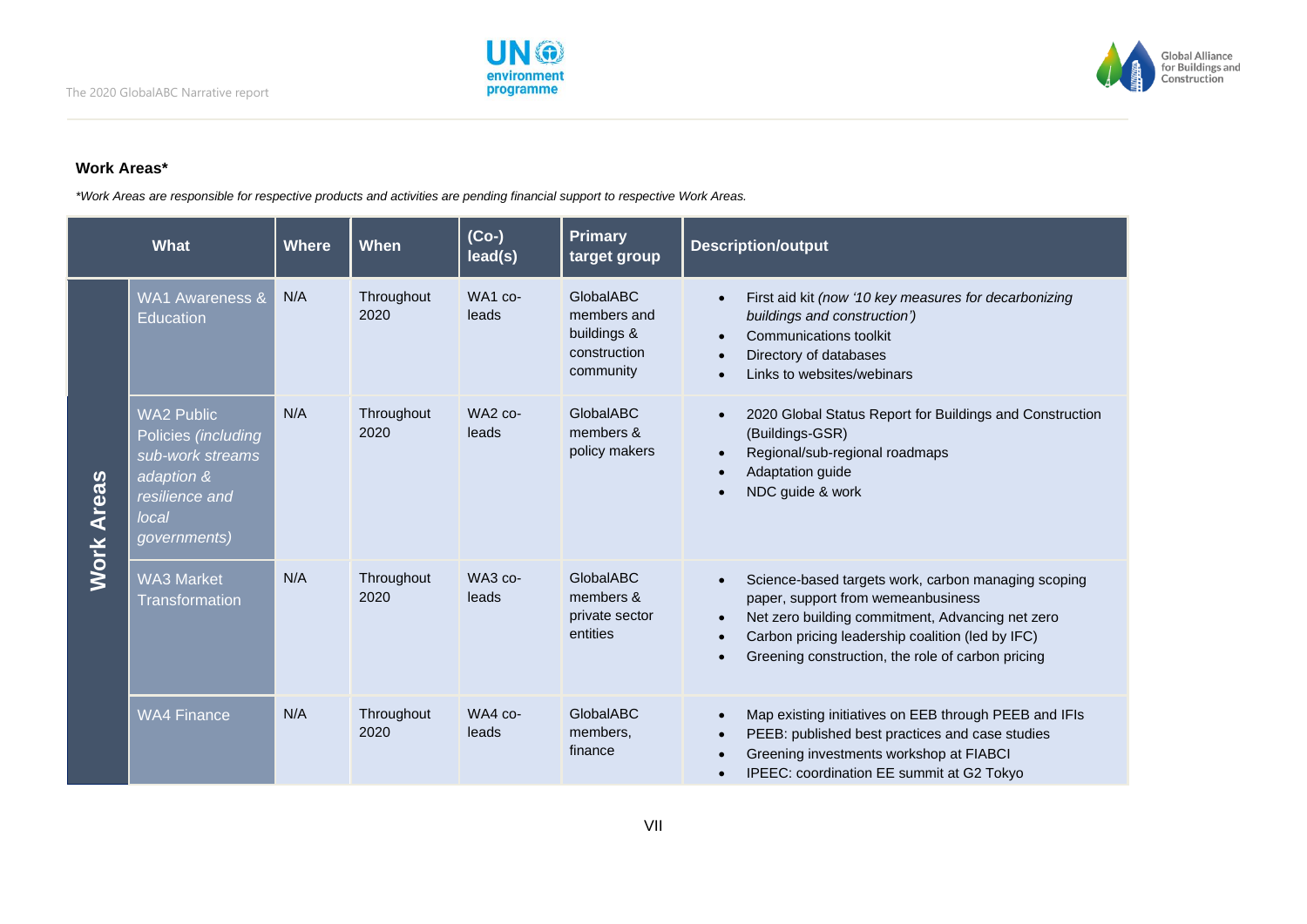**Work Areas***

*\*Work Areas are responsible for respective products and activities are pending financial support to respective Work Areas.*

| What | | Where | When | (Co-) lead(s) | Primary target group | Description/output |
|---|---|---|---|---|---|---|
| Work Areas | WA1 Awareness & Education | N/A | Throughout 2020 | WA1 co-leads | GlobalABC members and buildings & construction community | • First aid kit *(now '10 key measures for decarbonizing buildings and construction')*<br>• Communications toolkit<br>• Directory of databases<br>• Links to websites/webinars |
| | WA2 Public Policies *(including sub-work streams adaption & resilience and local governments)* | N/A | Throughout 2020 | WA2 co-leads | GlobalABC members & policy makers | • 2020 Global Status Report for Buildings and Construction (Buildings-GSR)<br>• Regional/sub-regional roadmaps<br>• Adaptation guide<br>• NDC guide & work |
| | WA3 Market Transformation | N/A | Throughout 2020 | WA3 co-leads | GlobalABC members & private sector entities | • Science-based targets work, carbon managing scoping paper, support from wemeanbusiness<br>• Net zero building commitment, Advancing net zero<br>• Carbon pricing leadership coalition (led by IFC)<br>• Greening construction, the role of carbon pricing |
| | WA4 Finance | N/A | Throughout 2020 | WA4 co-leads | GlobalABC members, finance | • Map existing initiatives on EEB through PEEB and IFIs<br>• PEEB: published best practices and case studies<br>• Greening investments workshop at FIABCI<br>• IPEEC: coordination EE summit at G2 Tokyo |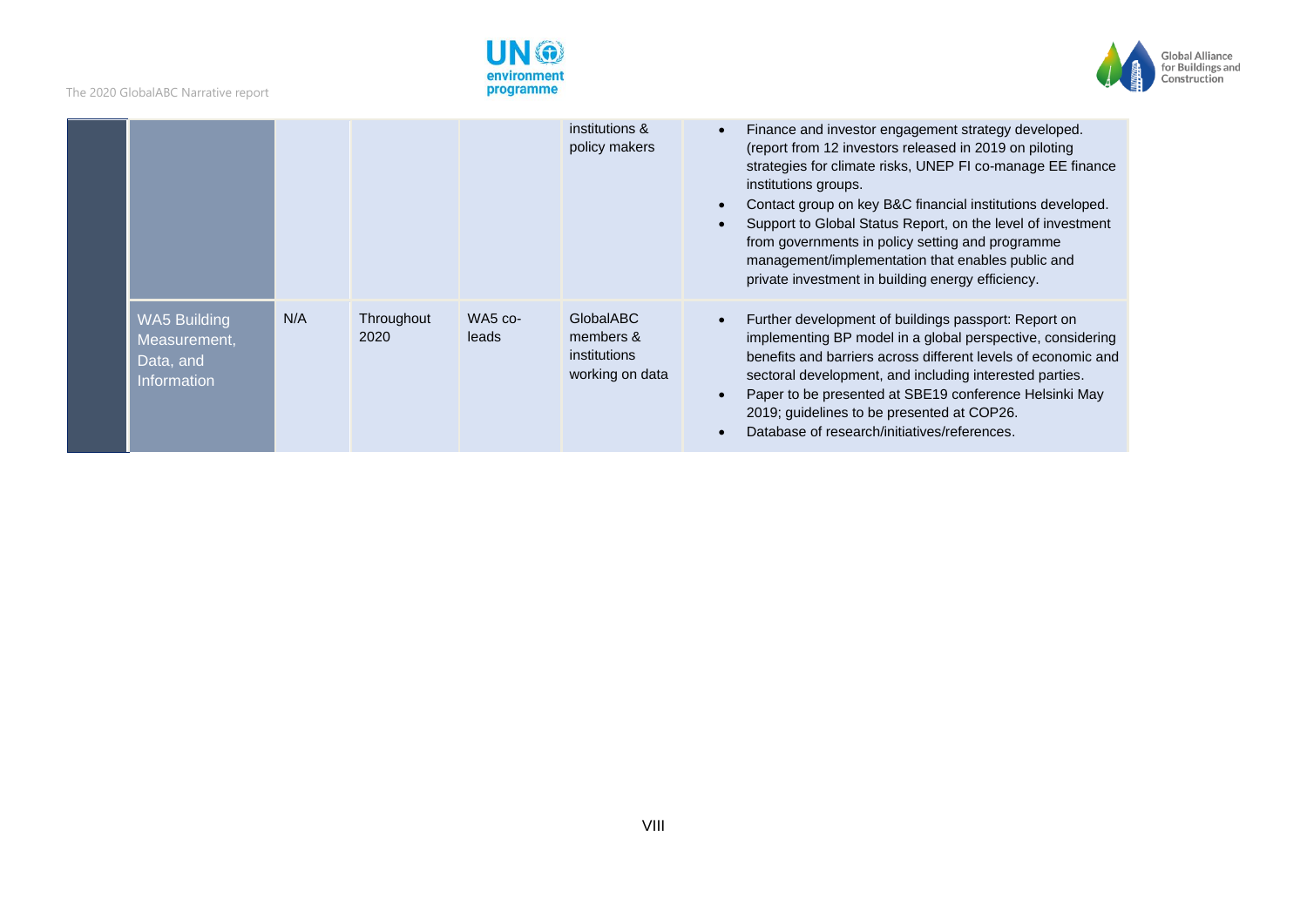| | | | | | | |
|---|---|---|---|---|---|---|
| | | | | | institutions & policy makers | • Finance and investor engagement strategy developed. (report from 12 investors released in 2019 on piloting strategies for climate risks, UNEP FI co-manage EE finance institutions groups.<br>• Contact group on key B&C financial institutions developed.<br>• Support to Global Status Report, on the level of investment from governments in policy setting and programme management/implementation that enables public and private investment in building energy efficiency. |
| | WA5 Building Measurement, Data, and Information | N/A | Throughout 2020 | WA5 co-leads | GlobalABC members & institutions working on data | • Further development of buildings passport: Report on implementing BP model in a global perspective, considering benefits and barriers across different levels of economic and sectoral development, and including interested parties.<br>• Paper to be presented at SBE19 conference Helsinki May 2019; guidelines to be presented at COP26.<br>• Database of research/initiatives/references. |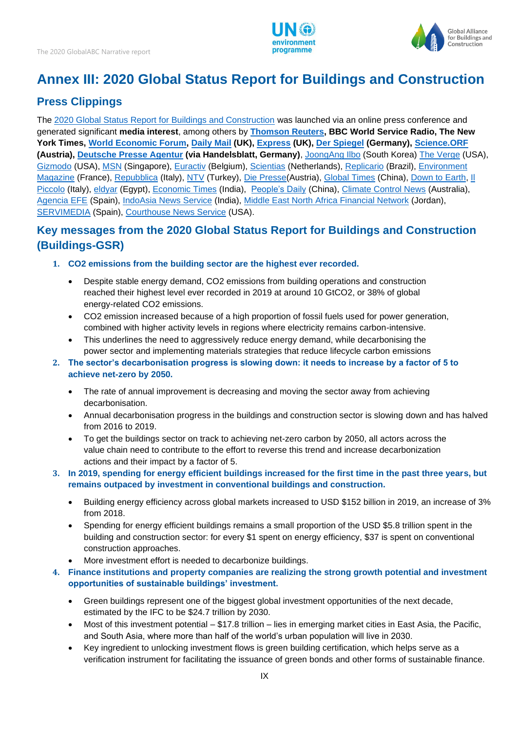# Annex III: 2020 Global Status Report for Buildings and Construction

## Press Clippings

The 2020 Global Status Report for Buildings and Construction was launched via an online press conference and generated significant **media interest**, among others by **Thomson Reuters, BBC World Service Radio, The New York Times, World Economic Forum, Daily Mail (UK), Express (UK), Der Spiegel (Germany), Science.ORF (Austria), Deutsche Presse Agentur (via Handelsblatt, Germany)**, JoongAng Ilbo (South Korea) The Verge (USA), Gizmodo (USA), MSN (Singapore), Euractiv (Belgium), Scientias (Netherlands), Replicario (Brazil), Environment Magazine (France), Repubblica (Italy), NTV (Turkey), Die Presse(Austria), Global Times (China), Down to Earth, Il Piccolo (Italy), eldyar (Egypt), Economic Times (India), People's Daily (China), Climate Control News (Australia), Agencia EFE (Spain), IndoAsia News Service (India), Middle East North Africa Financial Network (Jordan), SERVIMEDIA (Spain), Courthouse News Service (USA).

## Key messages from the 2020 Global Status Report for Buildings and Construction (Buildings-GSR)

1. **CO2 emissions from the building sector are the highest ever recorded.**
   - Despite stable energy demand, CO2 emissions from building operations and construction reached their highest level ever recorded in 2019 at around 10 GtCO2, or 38% of global energy-related CO2 emissions.
   - CO2 emission increased because of a high proportion of fossil fuels used for power generation, combined with higher activity levels in regions where electricity remains carbon-intensive.
   - This underlines the need to aggressively reduce energy demand, while decarbonising the power sector and implementing materials strategies that reduce lifecycle carbon emissions

2. **The sector's decarbonisation progress is slowing down: it needs to increase by a factor of 5 to achieve net-zero by 2050.**
   - The rate of annual improvement is decreasing and moving the sector away from achieving decarbonisation.
   - Annual decarbonisation progress in the buildings and construction sector is slowing down and has halved from 2016 to 2019.
   - To get the buildings sector on track to achieving net-zero carbon by 2050, all actors across the value chain need to contribute to the effort to reverse this trend and increase decarbonization actions and their impact by a factor of 5.

3. **In 2019, spending for energy efficient buildings increased for the first time in the past three years, but remains outpaced by investment in conventional buildings and construction.**
   - Building energy efficiency across global markets increased to USD $152 billion in 2019, an increase of 3% from 2018.
   - Spending for energy efficient buildings remains a small proportion of the USD $5.8 trillion spent in the building and construction sector: for every $1 spent on energy efficiency, $37 is spent on conventional construction approaches.
   - More investment effort is needed to decarbonize buildings.

4. **Finance institutions and property companies are realizing the strong growth potential and investment opportunities of sustainable buildings' investment.**
   - Green buildings represent one of the biggest global investment opportunities of the next decade, estimated by the IFC to be $24.7 trillion by 2030.
   - Most of this investment potential – $17.8 trillion – lies in emerging market cities in East Asia, the Pacific, and South Asia, where more than half of the world's urban population will live in 2030.
   - Key ingredient to unlocking investment flows is green building certification, which helps serve as a verification instrument for facilitating the issuance of green bonds and other forms of sustainable finance.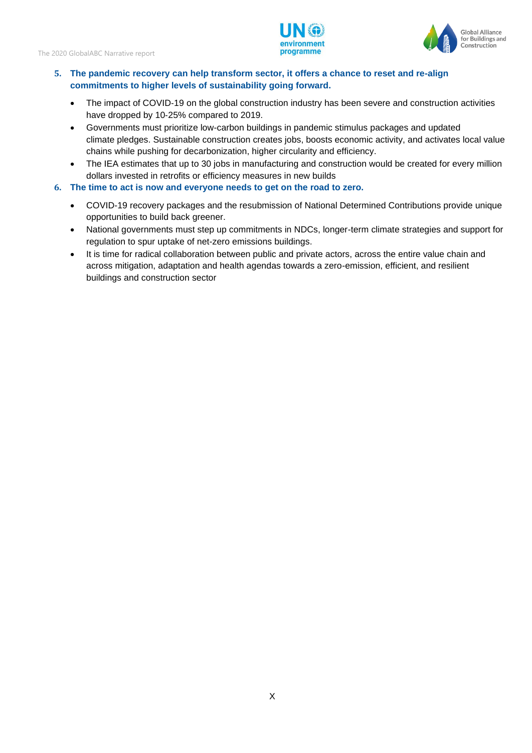5. **The pandemic recovery can help transform sector, it offers a chance to reset and re-align commitments to higher levels of sustainability going forward.**

    - The impact of COVID-19 on the global construction industry has been severe and construction activities have dropped by 10-25% compared to 2019.
    - Governments must prioritize low-carbon buildings in pandemic stimulus packages and updated climate pledges. Sustainable construction creates jobs, boosts economic activity, and activates local value chains while pushing for decarbonization, higher circularity and efficiency.
    - The IEA estimates that up to 30 jobs in manufacturing and construction would be created for every million dollars invested in retrofits or efficiency measures in new builds

6. **The time to act is now and everyone needs to get on the road to zero.**

    - COVID-19 recovery packages and the resubmission of National Determined Contributions provide unique opportunities to build back greener.
    - National governments must step up commitments in NDCs, longer-term climate strategies and support for regulation to spur uptake of net-zero emissions buildings.
    - It is time for radical collaboration between public and private actors, across the entire value chain and across mitigation, adaptation and health agendas towards a zero-emission, efficient, and resilient buildings and construction sector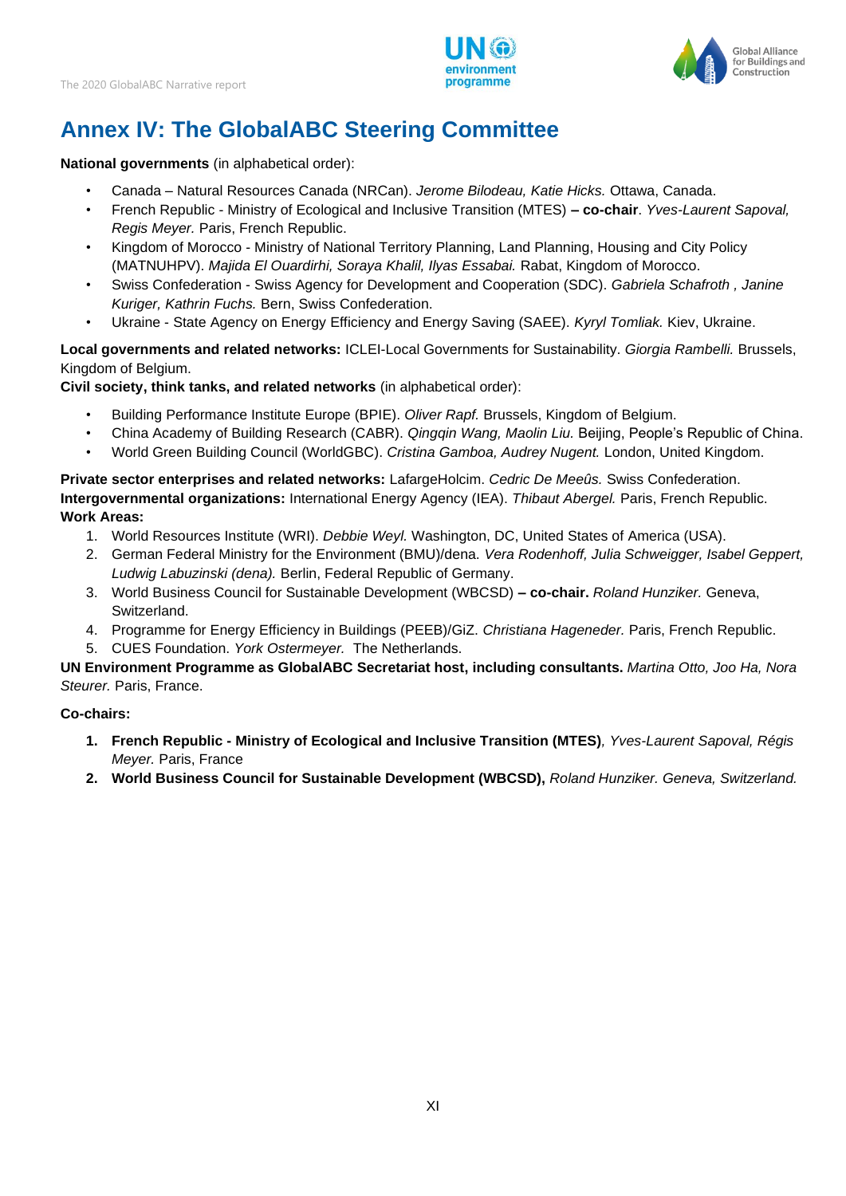# Annex IV: The GlobalABC Steering Committee

**National governments** (in alphabetical order):

- Canada – Natural Resources Canada (NRCan). *Jerome Bilodeau, Katie Hicks.* Ottawa, Canada.
- French Republic - Ministry of Ecological and Inclusive Transition (MTES) **– co-chair**. *Yves-Laurent Sapoval, Regis Meyer.* Paris, French Republic.
- Kingdom of Morocco - Ministry of National Territory Planning, Land Planning, Housing and City Policy (MATNUHPV). *Majida El Ouardirhi, Soraya Khalil, Ilyas Essabai.* Rabat, Kingdom of Morocco.
- Swiss Confederation - Swiss Agency for Development and Cooperation (SDC). *Gabriela Schafroth , Janine Kuriger, Kathrin Fuchs.* Bern, Swiss Confederation.
- Ukraine - State Agency on Energy Efficiency and Energy Saving (SAEE). *Kyryl Tomliak.* Kiev, Ukraine.

**Local governments and related networks:** ICLEI-Local Governments for Sustainability. *Giorgia Rambelli.* Brussels, Kingdom of Belgium.

**Civil society, think tanks, and related networks** (in alphabetical order):

- Building Performance Institute Europe (BPIE). *Oliver Rapf.* Brussels, Kingdom of Belgium.
- China Academy of Building Research (CABR). *Qingqin Wang, Maolin Liu.* Beijing, People's Republic of China.
- World Green Building Council (WorldGBC). *Cristina Gamboa, Audrey Nugent.* London, United Kingdom.

**Private sector enterprises and related networks:** LafargeHolcim. *Cedric De Meeûs.* Swiss Confederation.
**Intergovernmental organizations:** International Energy Agency (IEA). *Thibaut Abergel.* Paris, French Republic.
**Work Areas:**

1. World Resources Institute (WRI). *Debbie Weyl.* Washington, DC, United States of America (USA).
2. German Federal Ministry for the Environment (BMU)/dena. *Vera Rodenhoff, Julia Schweigger, Isabel Geppert, Ludwig Labuzinski (dena).* Berlin, Federal Republic of Germany.
3. World Business Council for Sustainable Development (WBCSD) **– co-chair.** *Roland Hunziker.* Geneva, Switzerland.
4. Programme for Energy Efficiency in Buildings (PEEB)/GiZ. *Christiana Hageneder.* Paris, French Republic.
5. CUES Foundation. *York Ostermeyer.* The Netherlands.

**UN Environment Programme as GlobalABC Secretariat host, including consultants.** *Martina Otto, Joo Ha, Nora Steurer.* Paris, France.

**Co-chairs:**

1. **French Republic - Ministry of Ecological and Inclusive Transition (MTES)**, *Yves-Laurent Sapoval, Régis Meyer.* Paris, France
2. **World Business Council for Sustainable Development (WBCSD),** *Roland Hunziker. Geneva, Switzerland.*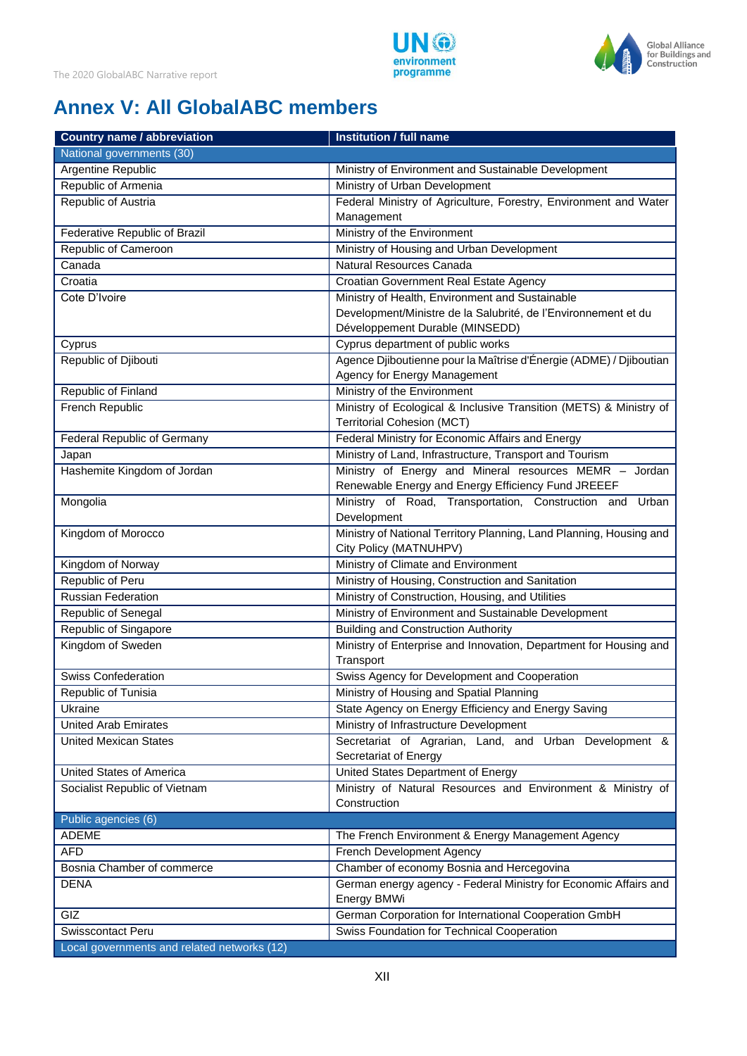# Annex V: All GlobalABC members

| Country name / abbreviation | Institution / full name |
|---|---|
| National governments (30) | |
| Argentine Republic | Ministry of Environment and Sustainable Development |
| Republic of Armenia | Ministry of Urban Development |
| Republic of Austria | Federal Ministry of Agriculture, Forestry, Environment and Water Management |
| Federative Republic of Brazil | Ministry of the Environment |
| Republic of Cameroon | Ministry of Housing and Urban Development |
| Canada | Natural Resources Canada |
| Croatia | Croatian Government Real Estate Agency |
| Cote D'Ivoire | Ministry of Health, Environment and Sustainable Development/Ministre de la Salubrité, de l'Environnement et du Développement Durable (MINSEDD) |
| Cyprus | Cyprus department of public works |
| Republic of Djibouti | Agence Djiboutienne pour la Maîtrise d'Énergie (ADME) / Djiboutian Agency for Energy Management |
| Republic of Finland | Ministry of the Environment |
| French Republic | Ministry of Ecological & Inclusive Transition (METS) & Ministry of Territorial Cohesion (MCT) |
| Federal Republic of Germany | Federal Ministry for Economic Affairs and Energy |
| Japan | Ministry of Land, Infrastructure, Transport and Tourism |
| Hashemite Kingdom of Jordan | Ministry of Energy and Mineral resources MEMR – Jordan Renewable Energy and Energy Efficiency Fund JREEEF |
| Mongolia | Ministry of Road, Transportation, Construction and Urban Development |
| Kingdom of Morocco | Ministry of National Territory Planning, Land Planning, Housing and City Policy (MATNUHPV) |
| Kingdom of Norway | Ministry of Climate and Environment |
| Republic of Peru | Ministry of Housing, Construction and Sanitation |
| Russian Federation | Ministry of Construction, Housing, and Utilities |
| Republic of Senegal | Ministry of Environment and Sustainable Development |
| Republic of Singapore | Building and Construction Authority |
| Kingdom of Sweden | Ministry of Enterprise and Innovation, Department for Housing and Transport |
| Swiss Confederation | Swiss Agency for Development and Cooperation |
| Republic of Tunisia | Ministry of Housing and Spatial Planning |
| Ukraine | State Agency on Energy Efficiency and Energy Saving |
| United Arab Emirates | Ministry of Infrastructure Development |
| United Mexican States | Secretariat of Agrarian, Land, and Urban Development & Secretariat of Energy |
| United States of America | United States Department of Energy |
| Socialist Republic of Vietnam | Ministry of Natural Resources and Environment & Ministry of Construction |
| Public agencies (6) | |
| ADEME | The French Environment & Energy Management Agency |
| AFD | French Development Agency |
| Bosnia Chamber of commerce | Chamber of economy Bosnia and Hercegovina |
| DENA | German energy agency - Federal Ministry for Economic Affairs and Energy BMWi |
| GIZ | German Corporation for International Cooperation GmbH |
| Swisscontact Peru | Swiss Foundation for Technical Cooperation |
| Local governments and related networks (12) | |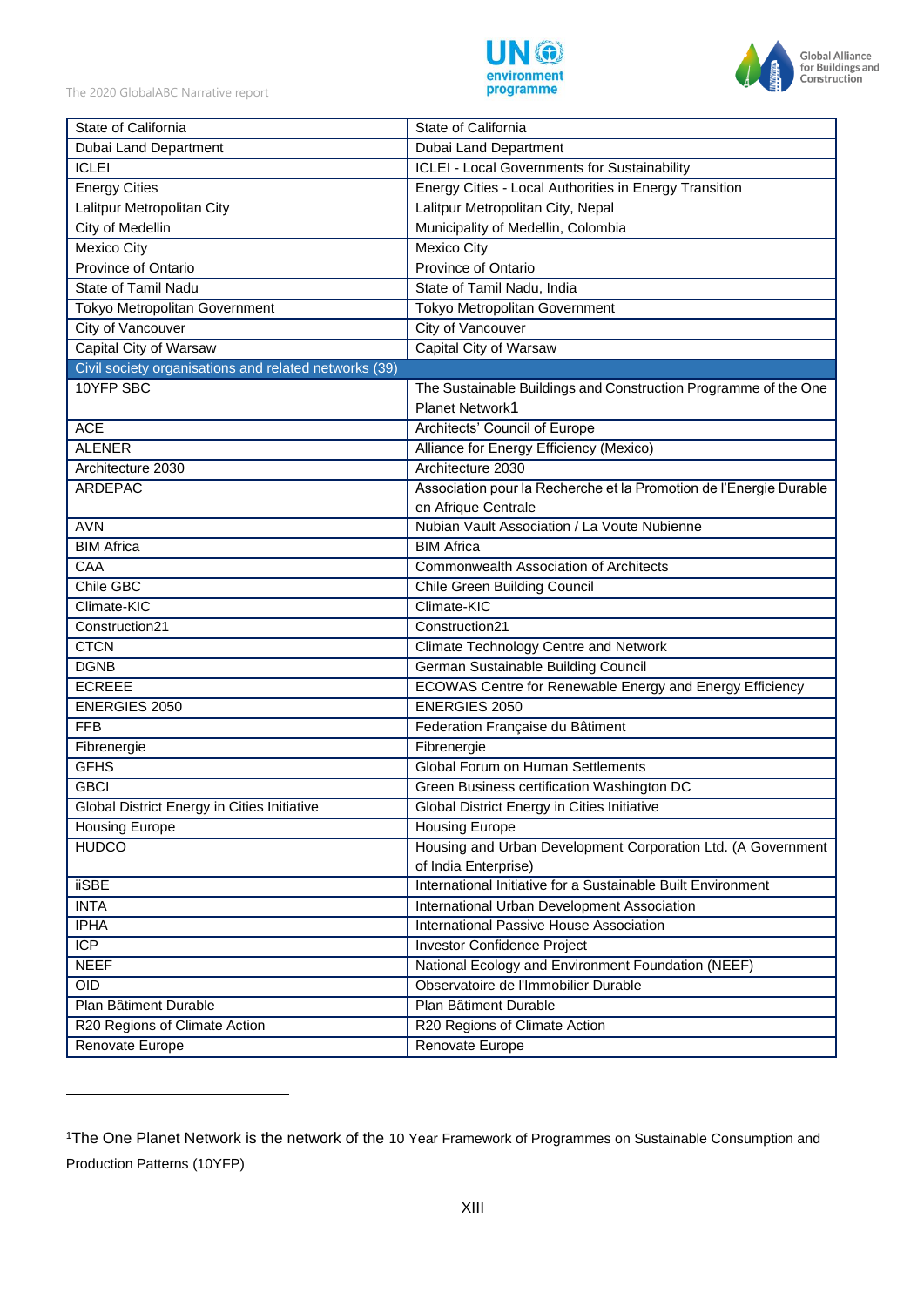| | |
|---|---|
| State of California | State of California |
| Dubai Land Department | Dubai Land Department |
| ICLEI | ICLEI - Local Governments for Sustainability |
| Energy Cities | Energy Cities - Local Authorities in Energy Transition |
| Lalitpur Metropolitan City | Lalitpur Metropolitan City, Nepal |
| City of Medellin | Municipality of Medellin, Colombia |
| Mexico City | Mexico City |
| Province of Ontario | Province of Ontario |
| State of Tamil Nadu | State of Tamil Nadu, India |
| Tokyo Metropolitan Government | Tokyo Metropolitan Government |
| City of Vancouver | City of Vancouver |
| Capital City of Warsaw | Capital City of Warsaw |
| Civil society organisations and related networks (39) | |
| 10YFP SBC | The Sustainable Buildings and Construction Programme of the One Planet Network[1] |
| ACE | Architects' Council of Europe |
| ALENER | Alliance for Energy Efficiency (Mexico) |
| Architecture 2030 | Architecture 2030 |
| ARDEPAC | Association pour la Recherche et la Promotion de l'Energie Durable en Afrique Centrale |
| AVN | Nubian Vault Association / La Voute Nubienne |
| BIM Africa | BIM Africa |
| CAA | Commonwealth Association of Architects |
| Chile GBC | Chile Green Building Council |
| Climate-KIC | Climate-KIC |
| Construction21 | Construction21 |
| CTCN | Climate Technology Centre and Network |
| DGNB | German Sustainable Building Council |
| ECREEE | ECOWAS Centre for Renewable Energy and Energy Efficiency |
| ENERGIES 2050 | ENERGIES 2050 |
| FFB | Federation Française du Bâtiment |
| Fibrenergie | Fibrenergie |
| GFHS | Global Forum on Human Settlements |
| GBCI | Green Business certification Washington DC |
| Global District Energy in Cities Initiative | Global District Energy in Cities Initiative |
| Housing Europe | Housing Europe |
| HUDCO | Housing and Urban Development Corporation Ltd. (A Government of India Enterprise) |
| iiSBE | International Initiative for a Sustainable Built Environment |
| INTA | International Urban Development Association |
| IPHA | International Passive House Association |
| ICP | Investor Confidence Project |
| NEEF | National Ecology and Environment Foundation (NEEF) |
| OID | Observatoire de l'Immobilier Durable |
| Plan Bâtiment Durable | Plan Bâtiment Durable |
| R20 Regions of Climate Action | R20 Regions of Climate Action |
| Renovate Europe | Renovate Europe |

[1]The One Planet Network is the network of the 10 Year Framework of Programmes on Sustainable Consumption and Production Patterns (10YFP)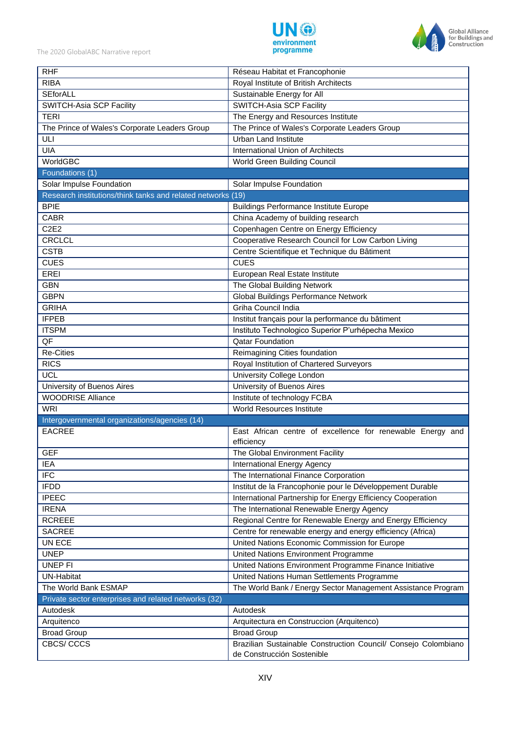| | |
|---|---|
| RHF | Réseau Habitat et Francophonie |
| RIBA | Royal Institute of British Architects |
| SEforALL | Sustainable Energy for All |
| SWITCH-Asia SCP Facility | SWITCH-Asia SCP Facility |
| TERI | The Energy and Resources Institute |
| The Prince of Wales's Corporate Leaders Group | The Prince of Wales's Corporate Leaders Group |
| ULI | Urban Land Institute |
| UIA | International Union of Architects |
| WorldGBC | World Green Building Council |
| Foundations (1) | |
| Solar Impulse Foundation | Solar Impulse Foundation |
| Research institutions/think tanks and related networks (19) | |
| BPIE | Buildings Performance Institute Europe |
| CABR | China Academy of building research |
| C2E2 | Copenhagen Centre on Energy Efficiency |
| CRCLCL | Cooperative Research Council for Low Carbon Living |
| CSTB | Centre Scientifique et Technique du Bâtiment |
| CUES | CUES |
| EREI | European Real Estate Institute |
| GBN | The Global Building Network |
| GBPN | Global Buildings Performance Network |
| GRIHA | Griha Council India |
| IFPEB | Institut français pour la performance du bâtiment |
| ITSPM | Instituto Technologico Superior P'urhépecha Mexico |
| QF | Qatar Foundation |
| Re-Cities | Reimagining Cities foundation |
| RICS | Royal Institution of Chartered Surveyors |
| UCL | University College London |
| University of Buenos Aires | University of Buenos Aires |
| WOODRISE Alliance | Institute of technology FCBA |
| WRI | World Resources Institute |
| Intergovernmental organizations/agencies (14) | |
| EACREE | East African centre of excellence for renewable Energy and efficiency |
| GEF | The Global Environment Facility |
| IEA | International Energy Agency |
| IFC | The International Finance Corporation |
| IFDD | Institut de la Francophonie pour le Développement Durable |
| IPEEC | International Partnership for Energy Efficiency Cooperation |
| IRENA | The International Renewable Energy Agency |
| RCREEE | Regional Centre for Renewable Energy and Energy Efficiency |
| SACREE | Centre for renewable energy and energy efficiency (Africa) |
| UN ECE | United Nations Economic Commission for Europe |
| UNEP | United Nations Environment Programme |
| UNEP FI | United Nations Environment Programme Finance Initiative |
| UN-Habitat | United Nations Human Settlements Programme |
| The World Bank ESMAP | The World Bank / Energy Sector Management Assistance Program |
| Private sector enterprises and related networks (32) | |
| Autodesk | Autodesk |
| Arquitenco | Arquitectura en Construccion (Arquitenco) |
| Broad Group | Broad Group |
| CBCS/ CCCS | Brazilian Sustainable Construction Council/ Consejo Colombiano de Construcción Sostenible |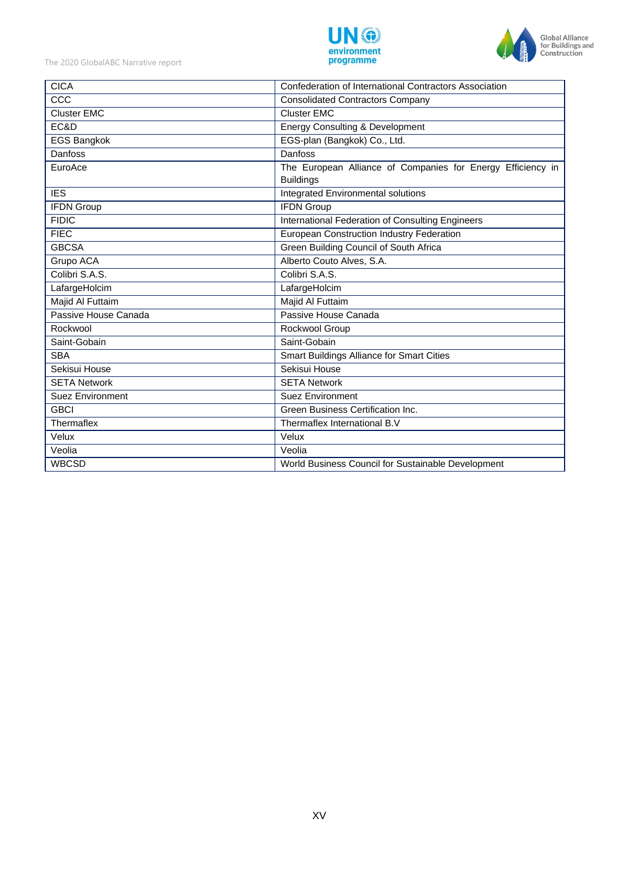| | |
|---|---|
| CICA | Confederation of International Contractors Association |
| CCC | Consolidated Contractors Company |
| Cluster EMC | Cluster EMC |
| EC&D | Energy Consulting & Development |
| EGS Bangkok | EGS-plan (Bangkok) Co., Ltd. |
| Danfoss | Danfoss |
| EuroAce | The European Alliance of Companies for Energy Efficiency in Buildings |
| IES | Integrated Environmental solutions |
| IFDN Group | IFDN Group |
| FIDIC | International Federation of Consulting Engineers |
| FIEC | European Construction Industry Federation |
| GBCSA | Green Building Council of South Africa |
| Grupo ACA | Alberto Couto Alves, S.A. |
| Colibri S.A.S. | Colibri S.A.S. |
| LafargeHolcim | LafargeHolcim |
| Majid Al Futtaim | Majid Al Futtaim |
| Passive House Canada | Passive House Canada |
| Rockwool | Rockwool Group |
| Saint-Gobain | Saint-Gobain |
| SBA | Smart Buildings Alliance for Smart Cities |
| Sekisui House | Sekisui House |
| SETA Network | SETA Network |
| Suez Environment | Suez Environment |
| GBCI | Green Business Certification Inc. |
| Thermaflex | Thermaflex International B.V |
| Velux | Velux |
| Veolia | Veolia |
| WBCSD | World Business Council for Sustainable Development |